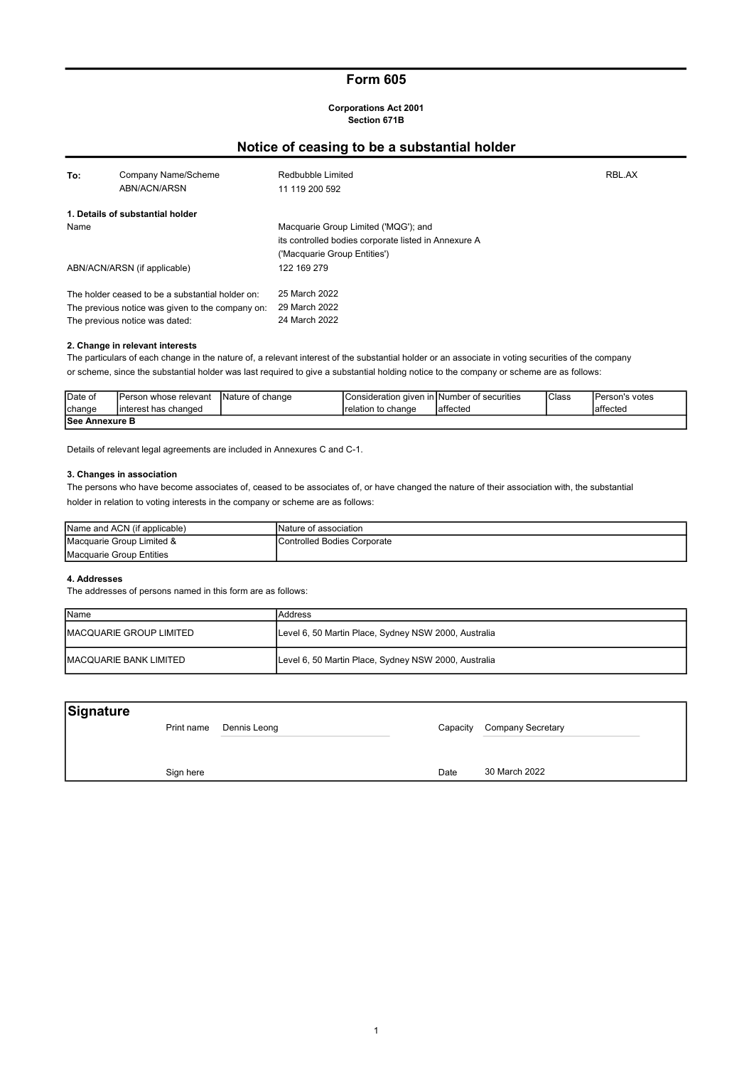# Form 605

**Corporations Act 2001**
**Section 671B**

## Notice of ceasing to be a substantial holder

| | | | |
|---|---|---|---|
| **To:** | Company Name/Scheme | Redbubble Limited | RBL.AX |
| | ABN/ACN/ARSN | 11 119 200 592 | |

**1. Details of substantial holder**

| | |
|---|---|
| Name | Macquarie Group Limited ('MQG'); and its controlled bodies corporate listed in Annexure A ('Macquarie Group Entities') |
| ABN/ACN/ARSN (if applicable) | 122 169 279 |

| | |
|---|---|
| The holder ceased to be a substantial holder on: | 25 March 2022 |
| The previous notice was given to the company on: | 29 March 2022 |
| The previous notice was dated: | 24 March 2022 |

**2. Change in relevant interests**

The particulars of each change in the nature of, a relevant interest of the substantial holder or an associate in voting securities of the company or scheme, since the substantial holder was last required to give a substantial holding notice to the company or scheme are as follows:

| Date of change | Person whose relevant interest has changed | Nature of change | Consideration given in relation to change | Number of securities affected | Class | Person's votes affected |
|---|---|---|---|---|---|---|
| **See Annexure B** | | | | | | |

Details of relevant legal agreements are included in Annexures C and C-1.

**3. Changes in association**

The persons who have become associates of, ceased to be associates of, or have changed the nature of their association with, the substantial holder in relation to voting interests in the company or scheme are as follows:

| Name and ACN (if applicable) | Nature of association |
|---|---|
| Macquarie Group Limited & Macquarie Group Entities | Controlled Bodies Corporate |

**4. Addresses**

The addresses of persons named in this form are as follows:

| Name | Address |
|---|---|
| MACQUARIE GROUP LIMITED | Level 6, 50 Martin Place, Sydney NSW 2000, Australia |
| MACQUARIE BANK LIMITED | Level 6, 50 Martin Place, Sydney NSW 2000, Australia |

## Signature

| | | | |
|---|---|---|---|
| Print name | Dennis Leong | Capacity | Company Secretary |
| Sign here | | Date | 30 March 2022 |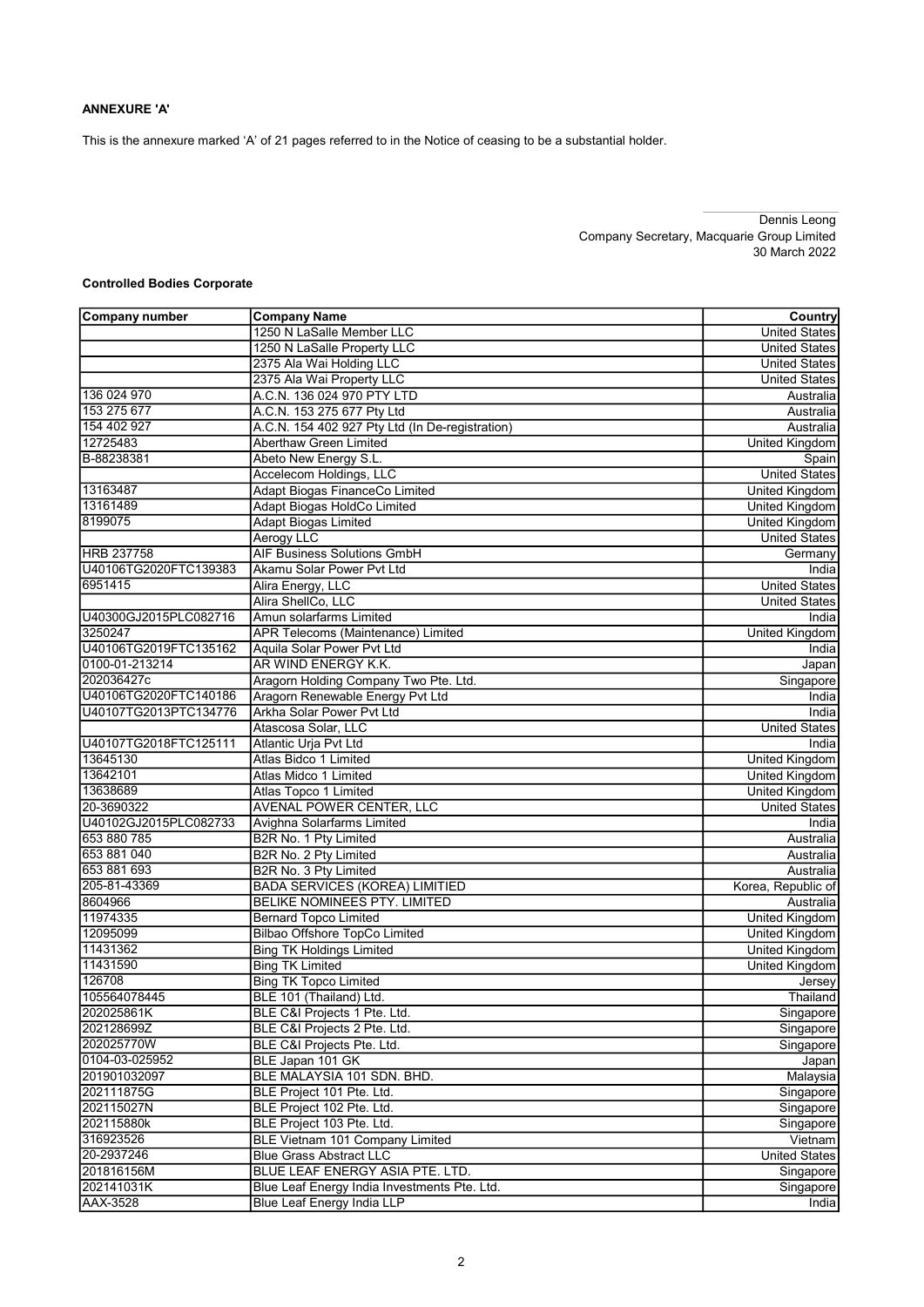**ANNEXURE 'A'**

This is the annexure marked 'A' of 21 pages referred to in the Notice of ceasing to be a substantial holder.

Dennis Leong
Company Secretary, Macquarie Group Limited
30 March 2022

**Controlled Bodies Corporate**

| Company number | Company Name | Country |
|---|---|---|
| | 1250 N LaSalle Member LLC | United States |
| | 1250 N LaSalle Property LLC | United States |
| | 2375 Ala Wai Holding LLC | United States |
| | 2375 Ala Wai Property LLC | United States |
| 136 024 970 | A.C.N. 136 024 970 PTY LTD | Australia |
| 153 275 677 | A.C.N. 153 275 677 Pty Ltd | Australia |
| 154 402 927 | A.C.N. 154 402 927 Pty Ltd (In De-registration) | Australia |
| 12725483 | Aberthaw Green Limited | United Kingdom |
| B-88238381 | Abeto New Energy S.L. | Spain |
| | Accelecom Holdings, LLC | United States |
| 13163487 | Adapt Biogas FinanceCo Limited | United Kingdom |
| 13161489 | Adapt Biogas HoldCo Limited | United Kingdom |
| 8199075 | Adapt Biogas Limited | United Kingdom |
| | Aerogy LLC | United States |
| HRB 237758 | AIF Business Solutions GmbH | Germany |
| U40106TG2020FTC139383 | Akamu Solar Power Pvt Ltd | India |
| 6951415 | Alira Energy, LLC | United States |
| | Alira ShellCo, LLC | United States |
| U40300GJ2015PLC082716 | Amun solarfarms Limited | India |
| 3250247 | APR Telecoms (Maintenance) Limited | United Kingdom |
| U40106TG2019FTC135162 | Aquila Solar Power Pvt Ltd | India |
| 0100-01-213214 | AR WIND ENERGY K.K. | Japan |
| 202036427c | Aragorn Holding Company Two Pte. Ltd. | Singapore |
| U40106TG2020FTC140186 | Aragorn Renewable Energy Pvt Ltd | India |
| U40107TG2013PTC134776 | Arkha Solar Power Pvt Ltd | India |
| | Atascosa Solar, LLC | United States |
| U40107TG2018FTC125111 | Atlantic Urja Pvt Ltd | India |
| 13645130 | Atlas Bidco 1 Limited | United Kingdom |
| 13642101 | Atlas Midco 1 Limited | United Kingdom |
| 13638689 | Atlas Topco 1 Limited | United Kingdom |
| 20-3690322 | AVENAL POWER CENTER, LLC | United States |
| U40102GJ2015PLC082733 | Avighna Solarfarms Limited | India |
| 653 880 785 | B2R No. 1 Pty Limited | Australia |
| 653 881 040 | B2R No. 2 Pty Limited | Australia |
| 653 881 693 | B2R No. 3 Pty Limited | Australia |
| 205-81-43369 | BADA SERVICES (KOREA) LIMITIED | Korea, Republic of |
| 8604966 | BELIKE NOMINEES PTY. LIMITED | Australia |
| 11974335 | Bernard Topco Limited | United Kingdom |
| 12095099 | Bilbao Offshore TopCo Limited | United Kingdom |
| 11431362 | Bing TK Holdings Limited | United Kingdom |
| 11431590 | Bing TK Limited | United Kingdom |
| 126708 | Bing TK Topco Limited | Jersey |
| 105564078445 | BLE 101 (Thailand) Ltd. | Thailand |
| 202025861K | BLE C&I Projects 1 Pte. Ltd. | Singapore |
| 202128699Z | BLE C&I Projects 2 Pte. Ltd. | Singapore |
| 202025770W | BLE C&I Projects Pte. Ltd. | Singapore |
| 0104-03-025952 | BLE Japan 101 GK | Japan |
| 201901032097 | BLE MALAYSIA 101 SDN. BHD. | Malaysia |
| 202111875G | BLE Project 101 Pte. Ltd. | Singapore |
| 202115027N | BLE Project 102 Pte. Ltd. | Singapore |
| 202115880k | BLE Project 103 Pte. Ltd. | Singapore |
| 316923526 | BLE Vietnam 101 Company Limited | Vietnam |
| 20-2937246 | Blue Grass Abstract LLC | United States |
| 201816156M | BLUE LEAF ENERGY ASIA PTE. LTD. | Singapore |
| 202141031K | Blue Leaf Energy India Investments Pte. Ltd. | Singapore |
| AAX-3528 | Blue Leaf Energy India LLP | India |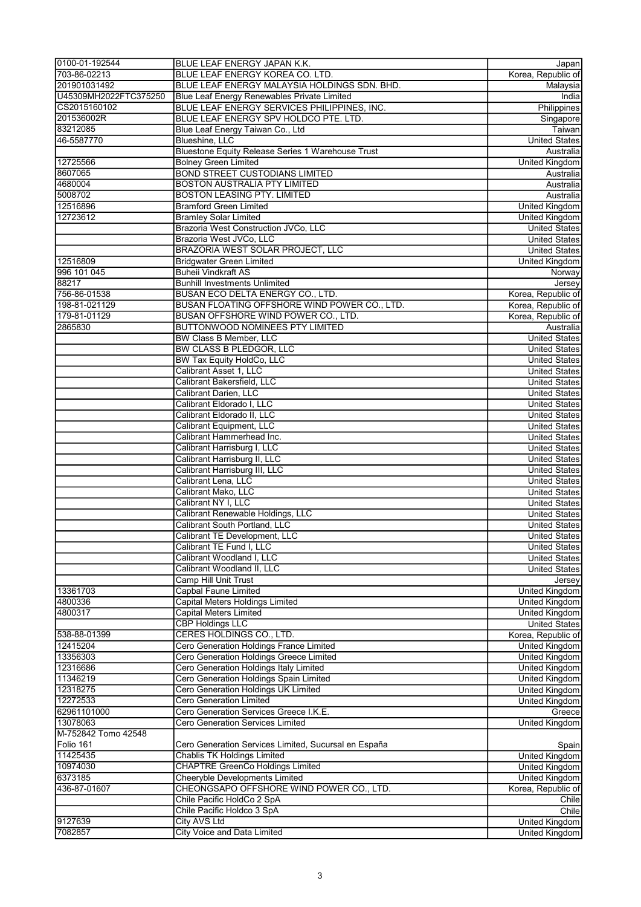| | | |
|---|---|---|
| 0100-01-192544 | BLUE LEAF ENERGY JAPAN K.K. | Japan |
| 703-86-02213 | BLUE LEAF ENERGY KOREA CO. LTD. | Korea, Republic of |
| 201901031492 | BLUE LEAF ENERGY MALAYSIA HOLDINGS SDN. BHD. | Malaysia |
| U45309MH2022FTC375250 | Blue Leaf Energy Renewables Private Limited | India |
| CS2015160102 | BLUE LEAF ENERGY SERVICES PHILIPPINES, INC. | Philippines |
| 201536002R | BLUE LEAF ENERGY SPV HOLDCO PTE. LTD. | Singapore |
| 83212085 | Blue Leaf Energy Taiwan Co., Ltd | Taiwan |
| 46-5587770 | Blueshine, LLC | United States |
| | Bluestone Equity Release Series 1 Warehouse Trust | Australia |
| 12725566 | Bolney Green Limited | United Kingdom |
| 8607065 | BOND STREET CUSTODIANS LIMITED | Australia |
| 4680004 | BOSTON AUSTRALIA PTY LIMITED | Australia |
| 5008702 | BOSTON LEASING PTY. LIMITED | Australia |
| 12516896 | Bramford Green Limited | United Kingdom |
| 12723612 | Bramley Solar Limited | United Kingdom |
| | Brazoria West Construction JVCo, LLC | United States |
| | Brazoria West JVCo, LLC | United States |
| | BRAZORIA WEST SOLAR PROJECT, LLC | United States |
| 12516809 | Bridgwater Green Limited | United Kingdom |
| 996 101 045 | Buheii Vindkraft AS | Norway |
| 88217 | Bunhill Investments Unlimited | Jersey |
| 756-86-01538 | BUSAN ECO DELTA ENERGY CO., LTD. | Korea, Republic of |
| 198-81-021129 | BUSAN FLOATING OFFSHORE WIND POWER CO., LTD. | Korea, Republic of |
| 179-81-01129 | BUSAN OFFSHORE WIND POWER CO., LTD. | Korea, Republic of |
| 2865830 | BUTTONWOOD NOMINEES PTY LIMITED | Australia |
| | BW Class B Member, LLC | United States |
| | BW CLASS B PLEDGOR, LLC | United States |
| | BW Tax Equity HoldCo, LLC | United States |
| | Calibrant Asset 1, LLC | United States |
| | Calibrant Bakersfield, LLC | United States |
| | Calibrant Darien, LLC | United States |
| | Calibrant Eldorado I, LLC | United States |
| | Calibrant Eldorado II, LLC | United States |
| | Calibrant Equipment, LLC | United States |
| | Calibrant Hammerhead Inc. | United States |
| | Calibrant Harrisburg I, LLC | United States |
| | Calibrant Harrisburg II, LLC | United States |
| | Calibrant Harrisburg III, LLC | United States |
| | Calibrant Lena, LLC | United States |
| | Calibrant Mako, LLC | United States |
| | Calibrant NY I, LLC | United States |
| | Calibrant Renewable Holdings, LLC | United States |
| | Calibrant South Portland, LLC | United States |
| | Calibrant TE Development, LLC | United States |
| | Calibrant TE Fund I, LLC | United States |
| | Calibrant Woodland I, LLC | United States |
| | Calibrant Woodland II, LLC | United States |
| | Camp Hill Unit Trust | Jersey |
| 13361703 | Capbal Faune Limited | United Kingdom |
| 4800336 | Capital Meters Holdings Limited | United Kingdom |
| 4800317 | Capital Meters Limited | United Kingdom |
| | CBP Holdings LLC | United States |
| 538-88-01399 | CERES HOLDINGS CO., LTD. | Korea, Republic of |
| 12415204 | Cero Generation Holdings France Limited | United Kingdom |
| 13356303 | Cero Generation Holdings Greece Limited | United Kingdom |
| 12316686 | Cero Generation Holdings Italy Limited | United Kingdom |
| 11346219 | Cero Generation Holdings Spain Limited | United Kingdom |
| 12318275 | Cero Generation Holdings UK Limited | United Kingdom |
| 12272533 | Cero Generation Limited | United Kingdom |
| 62961101000 | Cero Generation Services Greece I.K.E. | Greece |
| 13078063 | Cero Generation Services Limited | United Kingdom |
| M-752842 Tomo 42548 Folio 161 | Cero Generation Services Limited, Sucursal en España | Spain |
| 11425435 | Chablis TK Holdings Limited | United Kingdom |
| 10974030 | CHAPTRE GreenCo Holdings Limited | United Kingdom |
| 6373185 | Cheeryble Developments Limited | United Kingdom |
| 436-87-01607 | CHEONGSAPO OFFSHORE WIND POWER CO., LTD. | Korea, Republic of |
| | Chile Pacific HoldCo 2 SpA | Chile |
| | Chile Pacific Holdco 3 SpA | Chile |
| 9127639 | City AVS Ltd | United Kingdom |
| 7082857 | City Voice and Data Limited | United Kingdom |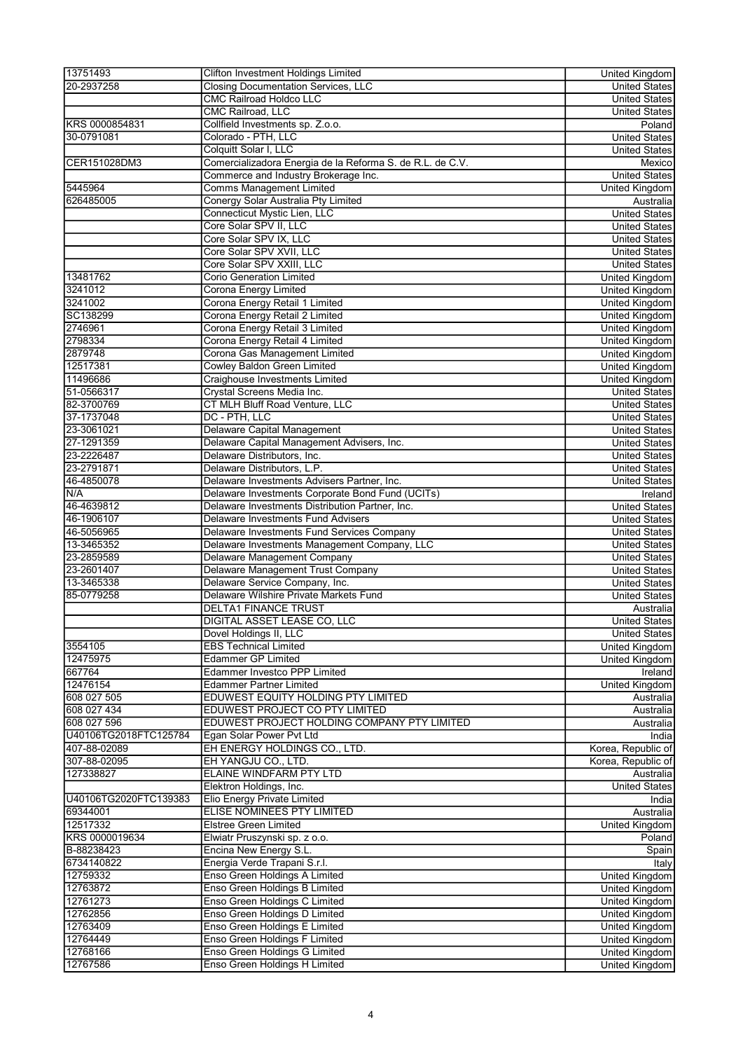| | | |
|---|---|---|
| 13751493 | Clifton Investment Holdings Limited | United Kingdom |
| 20-2937258 | Closing Documentation Services, LLC | United States |
| | CMC Railroad Holdco LLC | United States |
| | CMC Railroad, LLC | United States |
| KRS 0000854831 | Collfield Investments sp. Z.o.o. | Poland |
| 30-0791081 | Colorado - PTH, LLC | United States |
| | Colquitt Solar I, LLC | United States |
| CER151028DM3 | Comercializadora Energia de la Reforma S. de R.L. de C.V. | Mexico |
| | Commerce and Industry Brokerage Inc. | United States |
| 5445964 | Comms Management Limited | United Kingdom |
| 626485005 | Conergy Solar Australia Pty Limited | Australia |
| | Connecticut Mystic Lien, LLC | United States |
| | Core Solar SPV II, LLC | United States |
| | Core Solar SPV IX, LLC | United States |
| | Core Solar SPV XVII, LLC | United States |
| | Core Solar SPV XXIII, LLC | United States |
| 13481762 | Corio Generation Limited | United Kingdom |
| 3241012 | Corona Energy Limited | United Kingdom |
| 3241002 | Corona Energy Retail 1 Limited | United Kingdom |
| SC138299 | Corona Energy Retail 2 Limited | United Kingdom |
| 2746961 | Corona Energy Retail 3 Limited | United Kingdom |
| 2798334 | Corona Energy Retail 4 Limited | United Kingdom |
| 2879748 | Corona Gas Management Limited | United Kingdom |
| 12517381 | Cowley Baldon Green Limited | United Kingdom |
| 11496686 | Craighouse Investments Limited | United Kingdom |
| 51-0566317 | Crystal Screens Media Inc. | United States |
| 82-3700769 | CT MLH Bluff Road Venture, LLC | United States |
| 37-1737048 | DC - PTH, LLC | United States |
| 23-3061021 | Delaware Capital Management | United States |
| 27-1291359 | Delaware Capital Management Advisers, Inc. | United States |
| 23-2226487 | Delaware Distributors, Inc. | United States |
| 23-2791871 | Delaware Distributors, L.P. | United States |
| 46-4850078 | Delaware Investments Advisers Partner, Inc. | United States |
| N/A | Delaware Investments Corporate Bond Fund (UCITs) | Ireland |
| 46-4639812 | Delaware Investments Distribution Partner, Inc. | United States |
| 46-1906107 | Delaware Investments Fund Advisers | United States |
| 46-5056965 | Delaware Investments Fund Services Company | United States |
| 13-3465352 | Delaware Investments Management Company, LLC | United States |
| 23-2859589 | Delaware Management Company | United States |
| 23-2601407 | Delaware Management Trust Company | United States |
| 13-3465338 | Delaware Service Company, Inc. | United States |
| 85-0779258 | Delaware Wilshire Private Markets Fund | United States |
| | DELTA1 FINANCE TRUST | Australia |
| | DIGITAL ASSET LEASE CO, LLC | United States |
| | Dovel Holdings II, LLC | United States |
| 3554105 | EBS Technical Limited | United Kingdom |
| 12475975 | Edammer GP Limited | United Kingdom |
| 667764 | Edammer Investco PPP Limited | Ireland |
| 12476154 | Edammer Partner Limited | United Kingdom |
| 608 027 505 | EDUWEST EQUITY HOLDING PTY LIMITED | Australia |
| 608 027 434 | EDUWEST PROJECT CO PTY LIMITED | Australia |
| 608 027 596 | EDUWEST PROJECT HOLDING COMPANY PTY LIMITED | Australia |
| U40106TG2018FTC125784 | Egan Solar Power Pvt Ltd | India |
| 407-88-02089 | EH ENERGY HOLDINGS CO., LTD. | Korea, Republic of |
| 307-88-02095 | EH YANGJU CO., LTD. | Korea, Republic of |
| 127338827 | ELAINE WINDFARM PTY LTD | Australia |
| | Elektron Holdings, Inc. | United States |
| U40106TG2020FTC139383 | Elio Energy Private Limited | India |
| 69344001 | ELISE NOMINEES PTY LIMITED | Australia |
| 12517332 | Elstree Green Limited | United Kingdom |
| KRS 0000019634 | Elwiatr Pruszynski sp. z o.o. | Poland |
| B-88238423 | Encina New Energy S.L. | Spain |
| 6734140822 | Energia Verde Trapani S.r.l. | Italy |
| 12759332 | Enso Green Holdings A Limited | United Kingdom |
| 12763872 | Enso Green Holdings B Limited | United Kingdom |
| 12761273 | Enso Green Holdings C Limited | United Kingdom |
| 12762856 | Enso Green Holdings D Limited | United Kingdom |
| 12763409 | Enso Green Holdings E Limited | United Kingdom |
| 12764449 | Enso Green Holdings F Limited | United Kingdom |
| 12768166 | Enso Green Holdings G Limited | United Kingdom |
| 12767586 | Enso Green Holdings H Limited | United Kingdom |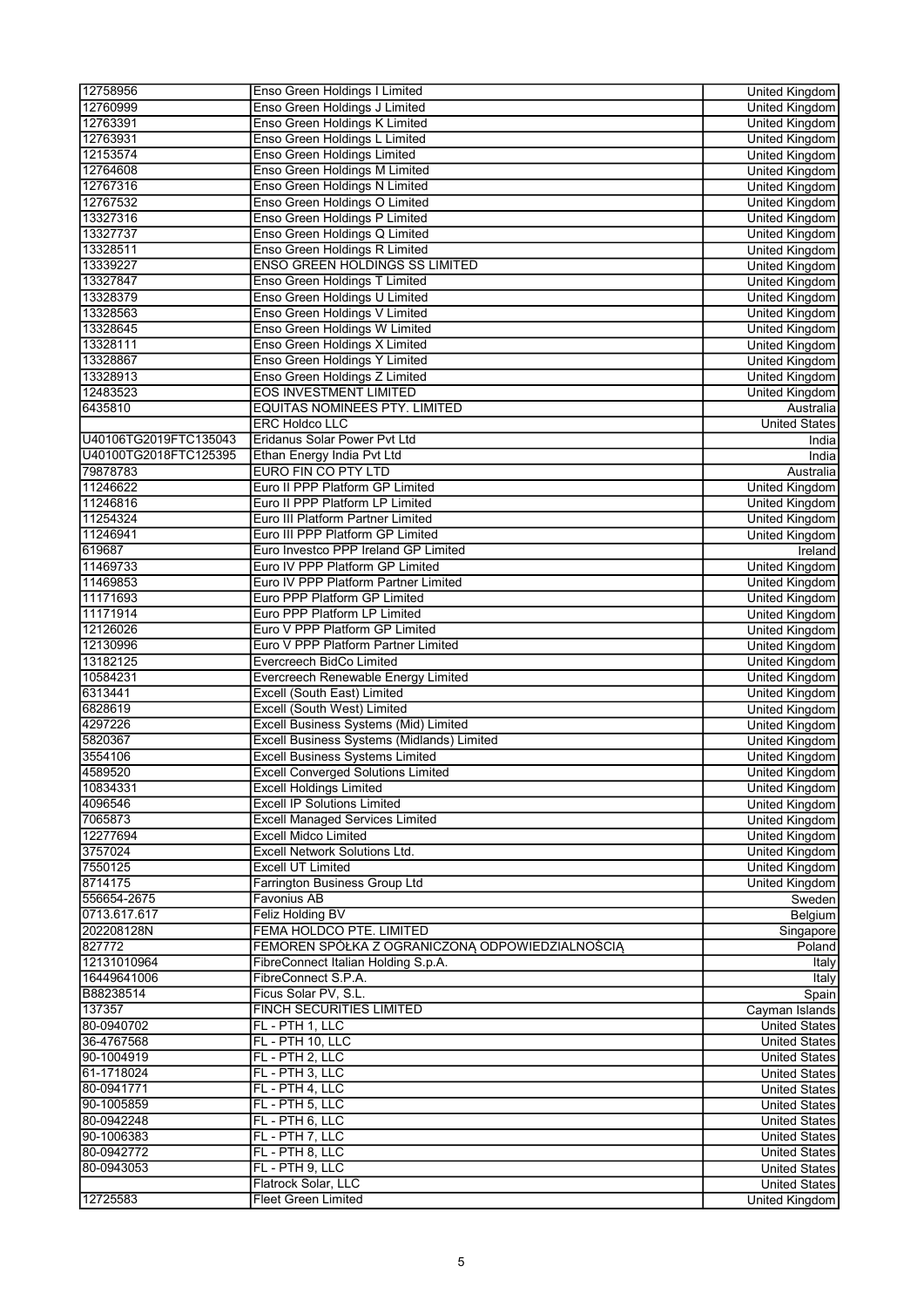| | | |
|---|---|---|
| 12758956 | Enso Green Holdings I Limited | United Kingdom |
| 12760999 | Enso Green Holdings J Limited | United Kingdom |
| 12763391 | Enso Green Holdings K Limited | United Kingdom |
| 12763931 | Enso Green Holdings L Limited | United Kingdom |
| 12153574 | Enso Green Holdings Limited | United Kingdom |
| 12764608 | Enso Green Holdings M Limited | United Kingdom |
| 12767316 | Enso Green Holdings N Limited | United Kingdom |
| 12767532 | Enso Green Holdings O Limited | United Kingdom |
| 13327316 | Enso Green Holdings P Limited | United Kingdom |
| 13327737 | Enso Green Holdings Q Limited | United Kingdom |
| 13328511 | Enso Green Holdings R Limited | United Kingdom |
| 13339227 | ENSO GREEN HOLDINGS SS LIMITED | United Kingdom |
| 13327847 | Enso Green Holdings T Limited | United Kingdom |
| 13328379 | Enso Green Holdings U Limited | United Kingdom |
| 13328563 | Enso Green Holdings V Limited | United Kingdom |
| 13328645 | Enso Green Holdings W Limited | United Kingdom |
| 13328111 | Enso Green Holdings X Limited | United Kingdom |
| 13328867 | Enso Green Holdings Y Limited | United Kingdom |
| 13328913 | Enso Green Holdings Z Limited | United Kingdom |
| 12483523 | EOS INVESTMENT LIMITED | United Kingdom |
| 6435810 | EQUITAS NOMINEES PTY. LIMITED | Australia |
| | ERC Holdco LLC | United States |
| U40106TG2019FTC135043 | Eridanus Solar Power Pvt Ltd | India |
| U40100TG2018FTC125395 | Ethan Energy India Pvt Ltd | India |
| 79878783 | EURO FIN CO PTY LTD | Australia |
| 11246622 | Euro II PPP Platform GP Limited | United Kingdom |
| 11246816 | Euro II PPP Platform LP Limited | United Kingdom |
| 11254324 | Euro III Platform Partner Limited | United Kingdom |
| 11246941 | Euro III PPP Platform GP Limited | United Kingdom |
| 619687 | Euro Investco PPP Ireland GP Limited | Ireland |
| 11469733 | Euro IV PPP Platform GP Limited | United Kingdom |
| 11469853 | Euro IV PPP Platform Partner Limited | United Kingdom |
| 11171693 | Euro PPP Platform GP Limited | United Kingdom |
| 11171914 | Euro PPP Platform LP Limited | United Kingdom |
| 12126026 | Euro V PPP Platform GP Limited | United Kingdom |
| 12130996 | Euro V PPP Platform Partner Limited | United Kingdom |
| 13182125 | Evercreech BidCo Limited | United Kingdom |
| 10584231 | Evercreech Renewable Energy Limited | United Kingdom |
| 6313441 | Excell (South East) Limited | United Kingdom |
| 6828619 | Excell (South West) Limited | United Kingdom |
| 4297226 | Excell Business Systems (Mid) Limited | United Kingdom |
| 5820367 | Excell Business Systems (Midlands) Limited | United Kingdom |
| 3554106 | Excell Business Systems Limited | United Kingdom |
| 4589520 | Excell Converged Solutions Limited | United Kingdom |
| 10834331 | Excell Holdings Limited | United Kingdom |
| 4096546 | Excell IP Solutions Limited | United Kingdom |
| 7065873 | Excell Managed Services Limited | United Kingdom |
| 12277694 | Excell Midco Limited | United Kingdom |
| 3757024 | Excell Network Solutions Ltd. | United Kingdom |
| 7550125 | Excell UT Limited | United Kingdom |
| 8714175 | Farrington Business Group Ltd | United Kingdom |
| 556654-2675 | Favonius AB | Sweden |
| 0713.617.617 | Feliz Holding BV | Belgium |
| 202208128N | FEMA HOLDCO PTE. LIMITED | Singapore |
| 827772 | FEMOREN SPÓŁKA Z OGRANICZONĄ ODPOWIEDZIALNOŚCIĄ | Poland |
| 12131010964 | FibreConnect Italian Holding S.p.A. | Italy |
| 16449641006 | FibreConnect S.P.A. | Italy |
| B88238514 | Ficus Solar PV, S.L. | Spain |
| 137357 | FINCH SECURITIES LIMITED | Cayman Islands |
| 80-0940702 | FL - PTH 1, LLC | United States |
| 36-4767568 | FL - PTH 10, LLC | United States |
| 90-1004919 | FL - PTH 2, LLC | United States |
| 61-1718024 | FL - PTH 3, LLC | United States |
| 80-0941771 | FL - PTH 4, LLC | United States |
| 90-1005859 | FL - PTH 5, LLC | United States |
| 80-0942248 | FL - PTH 6, LLC | United States |
| 90-1006383 | FL - PTH 7, LLC | United States |
| 80-0942772 | FL - PTH 8, LLC | United States |
| 80-0943053 | FL - PTH 9, LLC | United States |
| | Flatrock Solar, LLC | United States |
| 12725583 | Fleet Green Limited | United Kingdom |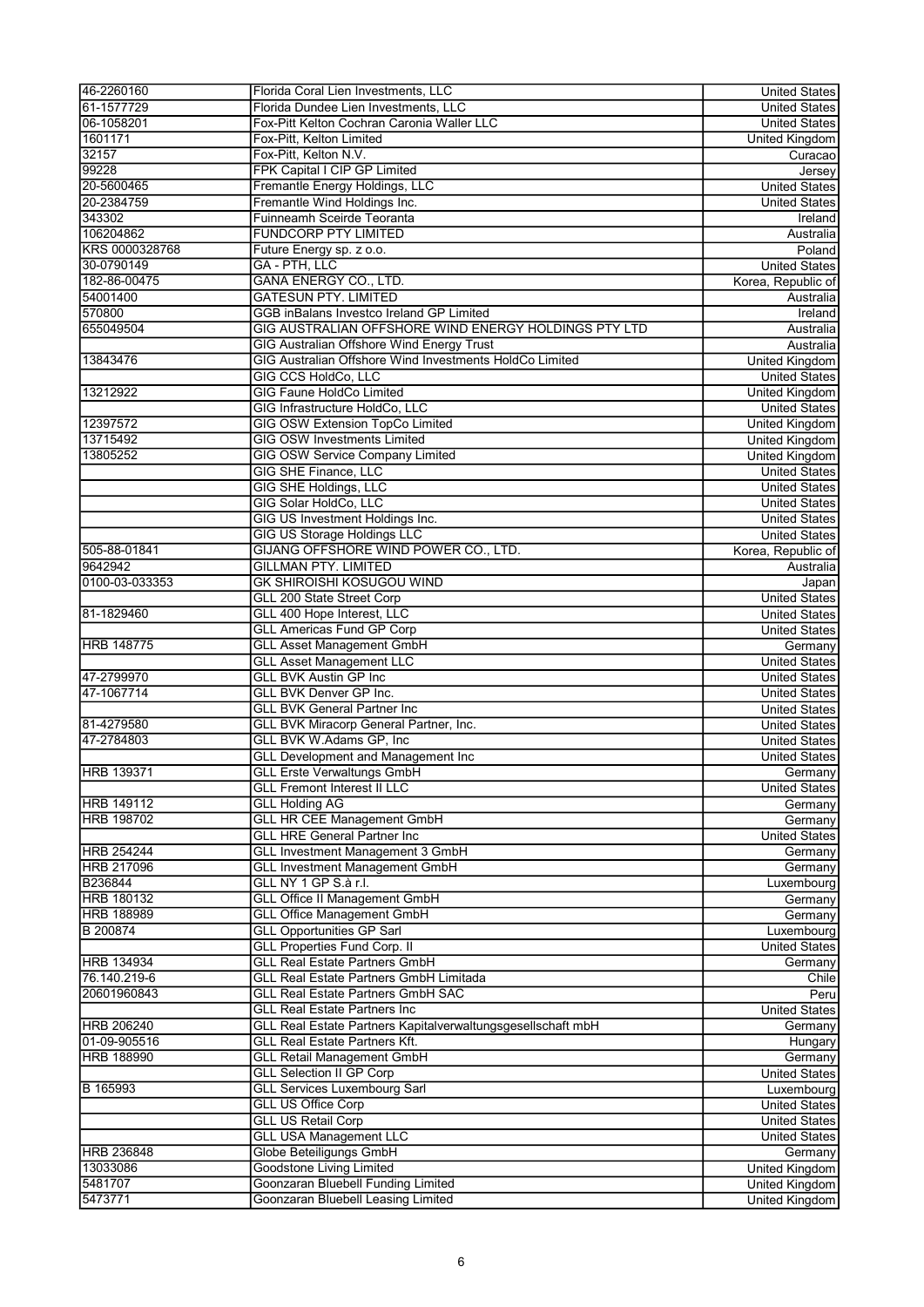| | | |
|---|---|---|
| 46-2260160 | Florida Coral Lien Investments, LLC | United States |
| 61-1577729 | Florida Dundee Lien Investments, LLC | United States |
| 06-1058201 | Fox-Pitt Kelton Cochran Caronia Waller LLC | United States |
| 1601171 | Fox-Pitt, Kelton Limited | United Kingdom |
| 32157 | Fox-Pitt, Kelton N.V. | Curacao |
| 99228 | FPK Capital I CIP GP Limited | Jersey |
| 20-5600465 | Fremantle Energy Holdings, LLC | United States |
| 20-2384759 | Fremantle Wind Holdings Inc. | United States |
| 343302 | Fuinneamh Sceirde Teoranta | Ireland |
| 106204862 | FUNDCORP PTY LIMITED | Australia |
| KRS 0000328768 | Future Energy sp. z o.o. | Poland |
| 30-0790149 | GA - PTH, LLC | United States |
| 182-86-00475 | GANA ENERGY CO., LTD. | Korea, Republic of |
| 54001400 | GATESUN PTY. LIMITED | Australia |
| 570800 | GGB inBalans Investco Ireland GP Limited | Ireland |
| 655049504 | GIG AUSTRALIAN OFFSHORE WIND ENERGY HOLDINGS PTY LTD | Australia |
| | GIG Australian Offshore Wind Energy Trust | Australia |
| 13843476 | GIG Australian Offshore Wind Investments HoldCo Limited | United Kingdom |
| | GIG CCS HoldCo, LLC | United States |
| 13212922 | GIG Faune HoldCo Limited | United Kingdom |
| | GIG Infrastructure HoldCo, LLC | United States |
| 12397572 | GIG OSW Extension TopCo Limited | United Kingdom |
| 13715492 | GIG OSW Investments Limited | United Kingdom |
| 13805252 | GIG OSW Service Company Limited | United Kingdom |
| | GIG SHE Finance, LLC | United States |
| | GIG SHE Holdings, LLC | United States |
| | GIG Solar HoldCo, LLC | United States |
| | GIG US Investment Holdings Inc. | United States |
| | GIG US Storage Holdings LLC | United States |
| 505-88-01841 | GIJANG OFFSHORE WIND POWER CO., LTD. | Korea, Republic of |
| 9642942 | GILLMAN PTY. LIMITED | Australia |
| 0100-03-033353 | GK SHIROISHI KOSUGOU WIND | Japan |
| | GLL 200 State Street Corp | United States |
| 81-1829460 | GLL 400 Hope Interest, LLC | United States |
| | GLL Americas Fund GP Corp | United States |
| HRB 148775 | GLL Asset Management GmbH | Germany |
| | GLL Asset Management LLC | United States |
| 47-2799970 | GLL BVK Austin GP Inc | United States |
| 47-1067714 | GLL BVK Denver GP Inc. | United States |
| | GLL BVK General Partner Inc | United States |
| 81-4279580 | GLL BVK Miracorp General Partner, Inc. | United States |
| 47-2784803 | GLL BVK W.Adams GP, Inc | United States |
| | GLL Development and Management Inc | United States |
| HRB 139371 | GLL Erste Verwaltungs GmbH | Germany |
| | GLL Fremont Interest II LLC | United States |
| HRB 149112 | GLL Holding AG | Germany |
| HRB 198702 | GLL HR CEE Management GmbH | Germany |
| | GLL HRE General Partner Inc | United States |
| HRB 254244 | GLL Investment Management 3 GmbH | Germany |
| HRB 217096 | GLL Investment Management GmbH | Germany |
| B236844 | GLL NY 1 GP S.à r.l. | Luxembourg |
| HRB 180132 | GLL Office II Management GmbH | Germany |
| HRB 188989 | GLL Office Management GmbH | Germany |
| B 200874 | GLL Opportunities GP Sarl | Luxembourg |
| | GLL Properties Fund Corp. II | United States |
| HRB 134934 | GLL Real Estate Partners GmbH | Germany |
| 76.140.219-6 | GLL Real Estate Partners GmbH Limitada | Chile |
| 20601960843 | GLL Real Estate Partners GmbH SAC | Peru |
| | GLL Real Estate Partners Inc | United States |
| HRB 206240 | GLL Real Estate Partners Kapitalverwaltungsgesellschaft mbH | Germany |
| 01-09-905516 | GLL Real Estate Partners Kft. | Hungary |
| HRB 188990 | GLL Retail Management GmbH | Germany |
| | GLL Selection II GP Corp | United States |
| B 165993 | GLL Services Luxembourg Sarl | Luxembourg |
| | GLL US Office Corp | United States |
| | GLL US Retail Corp | United States |
| | GLL USA Management LLC | United States |
| HRB 236848 | Globe Beteiligungs GmbH | Germany |
| 13033086 | Goodstone Living Limited | United Kingdom |
| 5481707 | Goonzaran Bluebell Funding Limited | United Kingdom |
| 5473771 | Goonzaran Bluebell Leasing Limited | United Kingdom |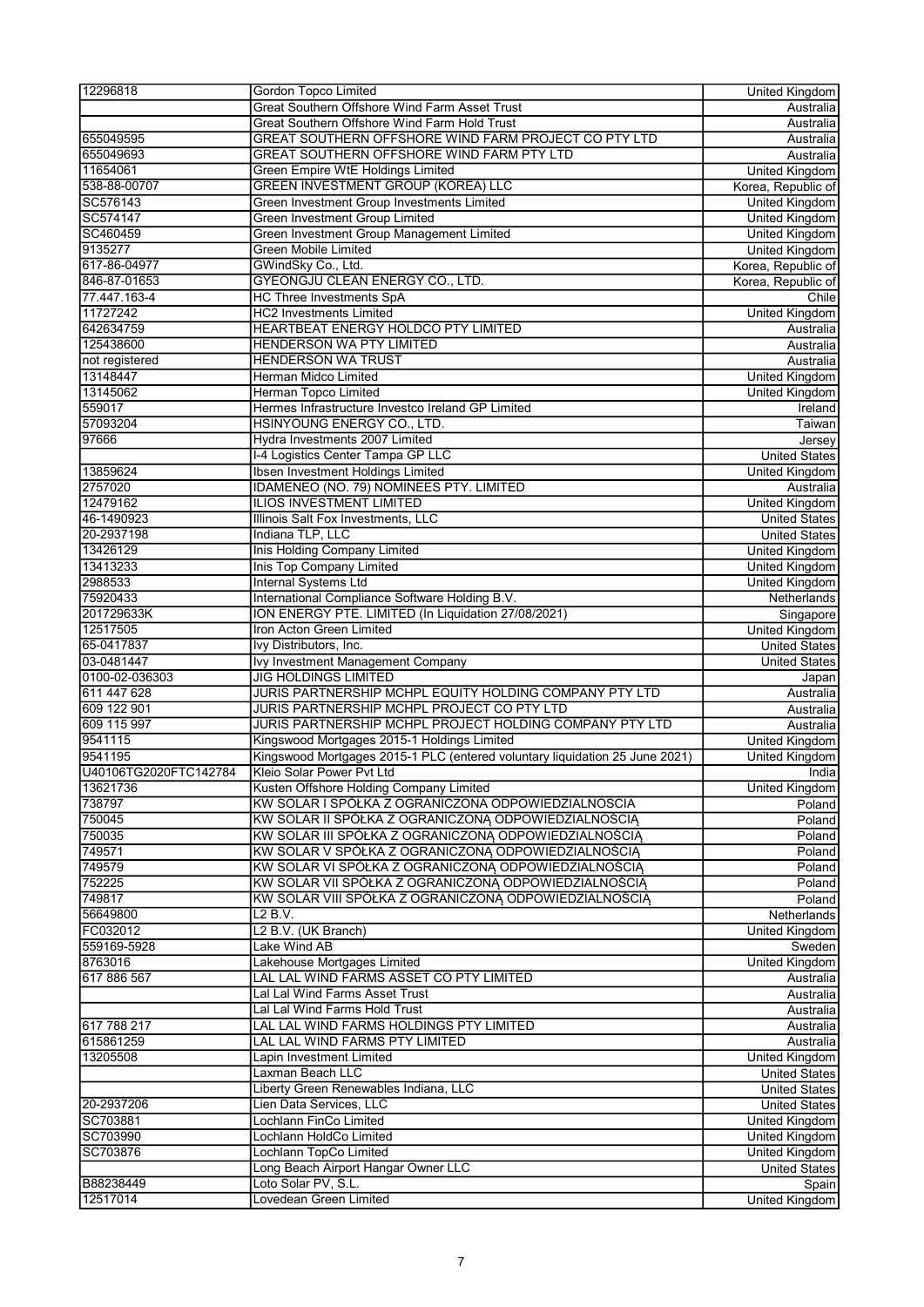| | | |
|---|---|---|
| 12296818 | Gordon Topco Limited | United Kingdom |
| | Great Southern Offshore Wind Farm Asset Trust | Australia |
| | Great Southern Offshore Wind Farm Hold Trust | Australia |
| 655049595 | GREAT SOUTHERN OFFSHORE WIND FARM PROJECT CO PTY LTD | Australia |
| 655049693 | GREAT SOUTHERN OFFSHORE WIND FARM PTY LTD | Australia |
| 11654061 | Green Empire WtE Holdings Limited | United Kingdom |
| 538-88-00707 | GREEN INVESTMENT GROUP (KOREA) LLC | Korea, Republic of |
| SC576143 | Green Investment Group Investments Limited | United Kingdom |
| SC574147 | Green Investment Group Limited | United Kingdom |
| SC460459 | Green Investment Group Management Limited | United Kingdom |
| 9135277 | Green Mobile Limited | United Kingdom |
| 617-86-04977 | GWindSky Co., Ltd. | Korea, Republic of |
| 846-87-01653 | GYEONGJU CLEAN ENERGY CO., LTD. | Korea, Republic of |
| 77.447.163-4 | HC Three Investments SpA | Chile |
| 11727242 | HC2 Investments Limited | United Kingdom |
| 642634759 | HEARTBEAT ENERGY HOLDCO PTY LIMITED | Australia |
| 125438600 | HENDERSON WA PTY LIMITED | Australia |
| not registered | HENDERSON WA TRUST | Australia |
| 13148447 | Herman Midco Limited | United Kingdom |
| 13145062 | Herman Topco Limited | United Kingdom |
| 559017 | Hermes Infrastructure Investco Ireland GP Limited | Ireland |
| 57093204 | HSINYOUNG ENERGY CO., LTD. | Taiwan |
| 97666 | Hydra Investments 2007 Limited | Jersey |
| | I-4 Logistics Center Tampa GP LLC | United States |
| 13859624 | Ibsen Investment Holdings Limited | United Kingdom |
| 2757020 | IDAMENEO (NO. 79) NOMINEES PTY. LIMITED | Australia |
| 12479162 | ILIOS INVESTMENT LIMITED | United Kingdom |
| 46-1490923 | Illinois Salt Fox Investments, LLC | United States |
| 20-2937198 | Indiana TLP, LLC | United States |
| 13426129 | Inis Holding Company Limited | United Kingdom |
| 13413233 | Inis Top Company Limited | United Kingdom |
| 2988533 | Internal Systems Ltd | United Kingdom |
| 75920433 | International Compliance Software Holding B.V. | Netherlands |
| 201729633K | ION ENERGY PTE. LIMITED (In Liquidation 27/08/2021) | Singapore |
| 12517505 | Iron Acton Green Limited | United Kingdom |
| 65-0417837 | Ivy Distributors, Inc. | United States |
| 03-0481447 | Ivy Investment Management Company | United States |
| 0100-02-036303 | JIG HOLDINGS LIMITED | Japan |
| 611 447 628 | JURIS PARTNERSHIP MCHPL EQUITY HOLDING COMPANY PTY LTD | Australia |
| 609 122 901 | JURIS PARTNERSHIP MCHPL PROJECT CO PTY LTD | Australia |
| 609 115 997 | JURIS PARTNERSHIP MCHPL PROJECT HOLDING COMPANY PTY LTD | Australia |
| 9541115 | Kingswood Mortgages 2015-1 Holdings Limited | United Kingdom |
| 9541195 | Kingswood Mortgages 2015-1 PLC (entered voluntary liquidation 25 June 2021) | United Kingdom |
| U40106TG2020FTC142784 | Kleio Solar Power Pvt Ltd | India |
| 13621736 | Kusten Offshore Holding Company Limited | United Kingdom |
| 738797 | KW SOLAR I SPÓŁKA Z OGRANICZONĄ ODPOWIEDZIALNOŚCIĄ | Poland |
| 750045 | KW SOLAR II SPÓŁKA Z OGRANICZONĄ ODPOWIEDZIALNOŚCIĄ | Poland |
| 750035 | KW SOLAR III SPÓŁKA Z OGRANICZONĄ ODPOWIEDZIALNOŚCIĄ | Poland |
| 749571 | KW SOLAR V SPÓŁKA Z OGRANICZONĄ ODPOWIEDZIALNOŚCIĄ | Poland |
| 749579 | KW SOLAR VI SPÓŁKA Z OGRANICZONĄ ODPOWIEDZIALNOŚCIĄ | Poland |
| 752225 | KW SOLAR VII SPÓŁKA Z OGRANICZONĄ ODPOWIEDZIALNOŚCIĄ | Poland |
| 749817 | KW SOLAR VIII SPÓŁKA Z OGRANICZONĄ ODPOWIEDZIALNOŚCIĄ | Poland |
| 56649800 | L2 B.V. | Netherlands |
| FC032012 | L2 B.V. (UK Branch) | United Kingdom |
| 559169-5928 | Lake Wind AB | Sweden |
| 8763016 | Lakehouse Mortgages Limited | United Kingdom |
| 617 886 567 | LAL LAL WIND FARMS ASSET CO PTY LIMITED | Australia |
| | Lal Lal Wind Farms Asset Trust | Australia |
| | Lal Lal Wind Farms Hold Trust | Australia |
| 617 788 217 | LAL LAL WIND FARMS HOLDINGS PTY LIMITED | Australia |
| 615861259 | LAL LAL WIND FARMS PTY LIMITED | Australia |
| 13205508 | Lapin Investment Limited | United Kingdom |
| | Laxman Beach LLC | United States |
| | Liberty Green Renewables Indiana, LLC | United States |
| 20-2937206 | Lien Data Services, LLC | United States |
| SC703881 | Lochlann FinCo Limited | United Kingdom |
| SC703990 | Lochlann HoldCo Limited | United Kingdom |
| SC703876 | Lochlann TopCo Limited | United Kingdom |
| | Long Beach Airport Hangar Owner LLC | United States |
| B88238449 | Loto Solar PV, S.L. | Spain |
| 12517014 | Lovedean Green Limited | United Kingdom |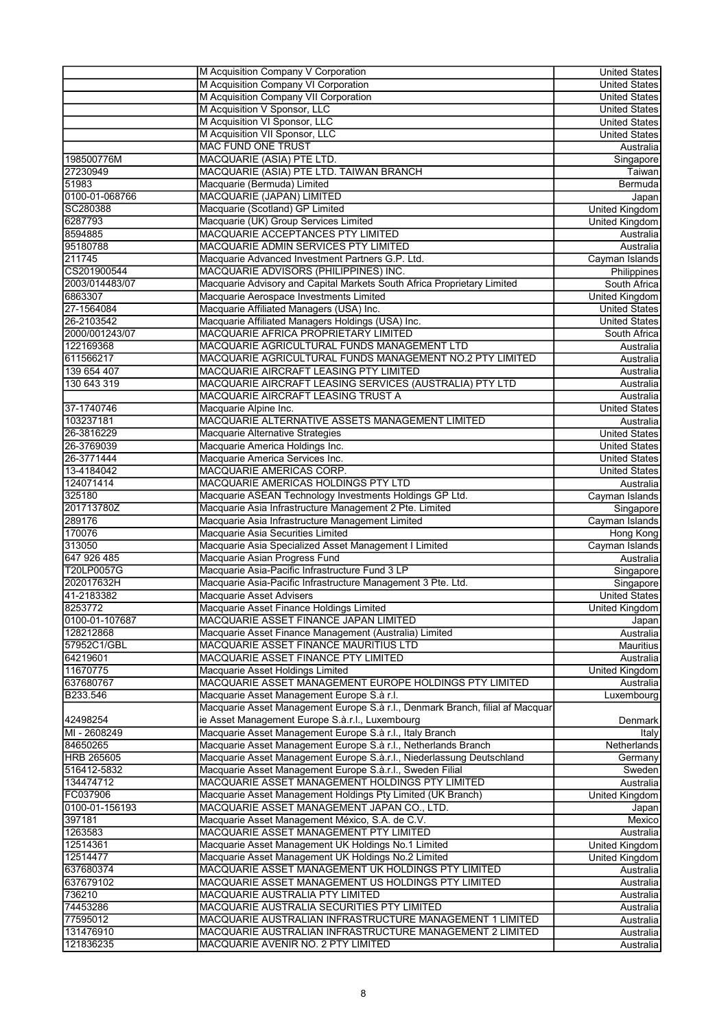| | | |
|---|---|---|
| | M Acquisition Company V Corporation | United States |
| | M Acquisition Company VI Corporation | United States |
| | M Acquisition Company VII Corporation | United States |
| | M Acquisition V Sponsor, LLC | United States |
| | M Acquisition VI Sponsor, LLC | United States |
| | M Acquisition VII Sponsor, LLC | United States |
| | MAC FUND ONE TRUST | Australia |
| 198500776M | MACQUARIE (ASIA) PTE LTD. | Singapore |
| 27230949 | MACQUARIE (ASIA) PTE LTD. TAIWAN BRANCH | Taiwan |
| 51983 | Macquarie (Bermuda) Limited | Bermuda |
| 0100-01-068766 | MACQUARIE (JAPAN) LIMITED | Japan |
| SC280388 | Macquarie (Scotland) GP Limited | United Kingdom |
| 6287793 | Macquarie (UK) Group Services Limited | United Kingdom |
| 8594885 | MACQUARIE ACCEPTANCES PTY LIMITED | Australia |
| 95180788 | MACQUARIE ADMIN SERVICES PTY LIMITED | Australia |
| 211745 | Macquarie Advanced Investment Partners G.P. Ltd. | Cayman Islands |
| CS201900544 | MACQUARIE ADVISORS (PHILIPPINES) INC. | Philippines |
| 2003/014483/07 | Macquarie Advisory and Capital Markets South Africa Proprietary Limited | South Africa |
| 6863307 | Macquarie Aerospace Investments Limited | United Kingdom |
| 27-1564084 | Macquarie Affiliated Managers (USA) Inc. | United States |
| 26-2103542 | Macquarie Affiliated Managers Holdings (USA) Inc. | United States |
| 2000/001243/07 | MACQUARIE AFRICA PROPRIETARY LIMITED | South Africa |
| 122169368 | MACQUARIE AGRICULTURAL FUNDS MANAGEMENT LTD | Australia |
| 611566217 | MACQUARIE AGRICULTURAL FUNDS MANAGEMENT NO.2 PTY LIMITED | Australia |
| 139 654 407 | MACQUARIE AIRCRAFT LEASING PTY LIMITED | Australia |
| 130 643 319 | MACQUARIE AIRCRAFT LEASING SERVICES (AUSTRALIA) PTY LTD | Australia |
| | MACQUARIE AIRCRAFT LEASING TRUST A | Australia |
| 37-1740746 | Macquarie Alpine Inc. | United States |
| 103237181 | MACQUARIE ALTERNATIVE ASSETS MANAGEMENT LIMITED | Australia |
| 26-3816229 | Macquarie Alternative Strategies | United States |
| 26-3769039 | Macquarie America Holdings Inc. | United States |
| 26-3771444 | Macquarie America Services Inc. | United States |
| 13-4184042 | MACQUARIE AMERICAS CORP. | United States |
| 124071414 | MACQUARIE AMERICAS HOLDINGS PTY LTD | Australia |
| 325180 | Macquarie ASEAN Technology Investments Holdings GP Ltd. | Cayman Islands |
| 201713780Z | Macquarie Asia Infrastructure Management 2 Pte. Limited | Singapore |
| 289176 | Macquarie Asia Infrastructure Management Limited | Cayman Islands |
| 170076 | Macquarie Asia Securities Limited | Hong Kong |
| 313050 | Macquarie Asia Specialized Asset Management I Limited | Cayman Islands |
| 647 926 485 | Macquarie Asian Progress Fund | Australia |
| T20LP0057G | Macquarie Asia-Pacific Infrastructure Fund 3 LP | Singapore |
| 202017632H | Macquarie Asia-Pacific Infrastructure Management 3 Pte. Ltd. | Singapore |
| 41-2183382 | Macquarie Asset Advisers | United States |
| 8253772 | Macquarie Asset Finance Holdings Limited | United Kingdom |
| 0100-01-107687 | MACQUARIE ASSET FINANCE JAPAN LIMITED | Japan |
| 128212868 | Macquarie Asset Finance Management (Australia) Limited | Australia |
| 57952C1/GBL | MACQUARIE ASSET FINANCE MAURITIUS LTD | Mauritius |
| 64219601 | MACQUARIE ASSET FINANCE PTY LIMITED | Australia |
| 11670775 | Macquarie Asset Holdings Limited | United Kingdom |
| 637680767 | MACQUARIE ASSET MANAGEMENT EUROPE HOLDINGS PTY LIMITED | Australia |
| B233.546 | Macquarie Asset Management Europe S.à r.l. | Luxembourg |
| 42498254 | Macquarie Asset Management Europe S.à r.l., Denmark Branch, filial af Macquarie Asset Management Europe S.à.r.l., Luxembourg | Denmark |
| MI - 2608249 | Macquarie Asset Management Europe S.à r.l., Italy Branch | Italy |
| 84650265 | Macquarie Asset Management Europe S.à r.l., Netherlands Branch | Netherlands |
| HRB 265605 | Macquarie Asset Management Europe S.à.r.l., Niederlassung Deutschland | Germany |
| 516412-5832 | Macquarie Asset Management Europe S.à.r.l., Sweden Filial | Sweden |
| 134474712 | MACQUARIE ASSET MANAGEMENT HOLDINGS PTY LIMITED | Australia |
| FC037906 | Macquarie Asset Management Holdings Pty Limited (UK Branch) | United Kingdom |
| 0100-01-156193 | MACQUARIE ASSET MANAGEMENT JAPAN CO., LTD. | Japan |
| 397181 | Macquarie Asset Management México, S.A. de C.V. | Mexico |
| 1263583 | MACQUARIE ASSET MANAGEMENT PTY LIMITED | Australia |
| 12514361 | Macquarie Asset Management UK Holdings No.1 Limited | United Kingdom |
| 12514477 | Macquarie Asset Management UK Holdings No.2 Limited | United Kingdom |
| 637680374 | MACQUARIE ASSET MANAGEMENT UK HOLDINGS PTY LIMITED | Australia |
| 637679102 | MACQUARIE ASSET MANAGEMENT US HOLDINGS PTY LIMITED | Australia |
| 736210 | MACQUARIE AUSTRALIA PTY LIMITED | Australia |
| 74453286 | MACQUARIE AUSTRALIA SECURITIES PTY LIMITED | Australia |
| 77595012 | MACQUARIE AUSTRALIAN INFRASTRUCTURE MANAGEMENT 1 LIMITED | Australia |
| 131476910 | MACQUARIE AUSTRALIAN INFRASTRUCTURE MANAGEMENT 2 LIMITED | Australia |
| 121836235 | MACQUARIE AVENIR NO. 2 PTY LIMITED | Australia |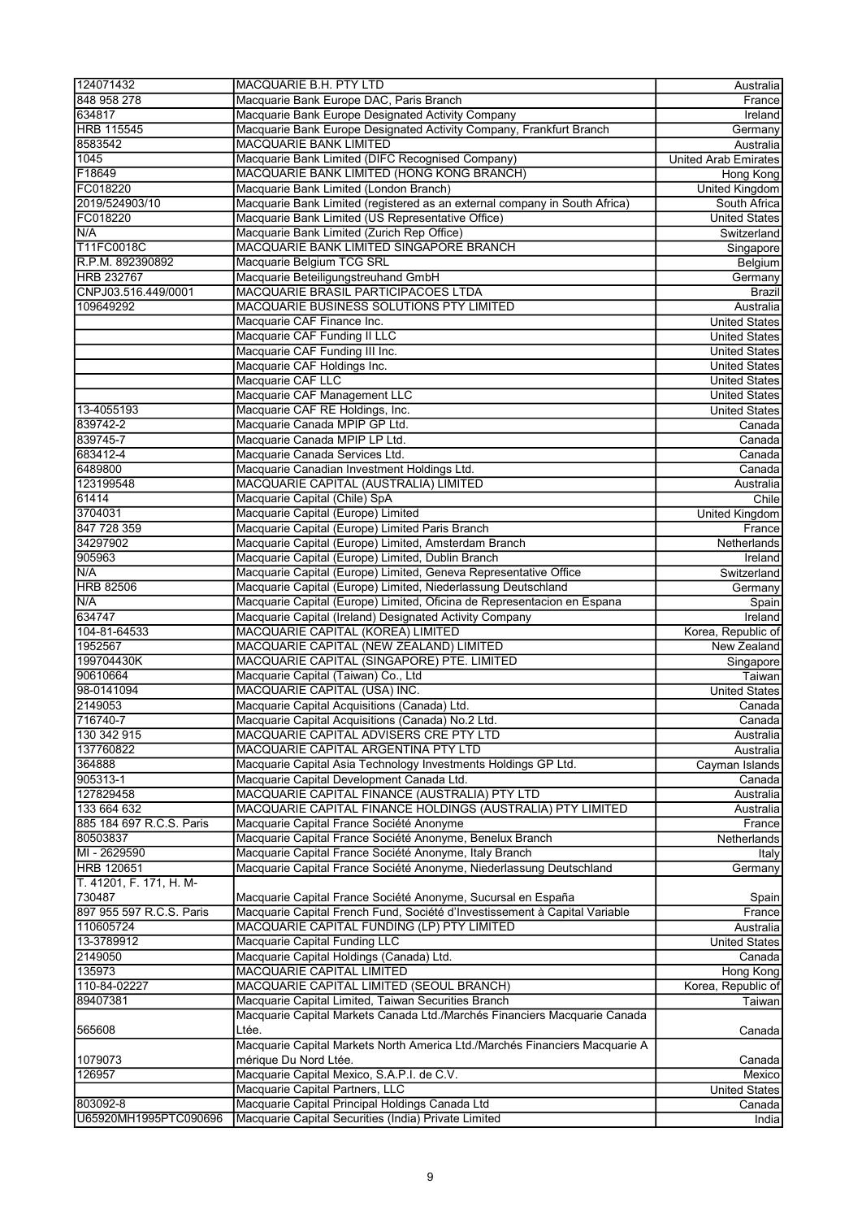| | | |
|---|---|---|
| 124071432 | MACQUARIE B.H. PTY LTD | Australia |
| 848 958 278 | Macquarie Bank Europe DAC, Paris Branch | France |
| 634817 | Macquarie Bank Europe Designated Activity Company | Ireland |
| HRB 115545 | Macquarie Bank Europe Designated Activity Company, Frankfurt Branch | Germany |
| 8583542 | MACQUARIE BANK LIMITED | Australia |
| 1045 | Macquarie Bank Limited (DIFC Recognised Company) | United Arab Emirates |
| F18649 | MACQUARIE BANK LIMITED (HONG KONG BRANCH) | Hong Kong |
| FC018220 | Macquarie Bank Limited (London Branch) | United Kingdom |
| 2019/524903/10 | Macquarie Bank Limited (registered as an external company in South Africa) | South Africa |
| FC018220 | Macquarie Bank Limited (US Representative Office) | United States |
| N/A | Macquarie Bank Limited (Zurich Rep Office) | Switzerland |
| T11FC0018C | MACQUARIE BANK LIMITED SINGAPORE BRANCH | Singapore |
| R.P.M. 892390892 | Macquarie Belgium TCG SRL | Belgium |
| HRB 232767 | Macquarie Beteiligungstreuhand GmbH | Germany |
| CNPJ03.516.449/0001 | MACQUARIE BRASIL PARTICIPACOES LTDA | Brazil |
| 109649292 | MACQUARIE BUSINESS SOLUTIONS PTY LIMITED | Australia |
| | Macquarie CAF Finance Inc. | United States |
| | Macquarie CAF Funding II LLC | United States |
| | Macquarie CAF Funding III Inc. | United States |
| | Macquarie CAF Holdings Inc. | United States |
| | Macquarie CAF LLC | United States |
| | Macquarie CAF Management LLC | United States |
| 13-4055193 | Macquarie CAF RE Holdings, Inc. | United States |
| 839742-2 | Macquarie Canada MPIP GP Ltd. | Canada |
| 839745-7 | Macquarie Canada MPIP LP Ltd. | Canada |
| 683412-4 | Macquarie Canada Services Ltd. | Canada |
| 6489800 | Macquarie Canadian Investment Holdings Ltd. | Canada |
| 123199548 | MACQUARIE CAPITAL (AUSTRALIA) LIMITED | Australia |
| 61414 | Macquarie Capital (Chile) SpA | Chile |
| 3704031 | Macquarie Capital (Europe) Limited | United Kingdom |
| 847 728 359 | Macquarie Capital (Europe) Limited Paris Branch | France |
| 34297902 | Macquarie Capital (Europe) Limited, Amsterdam Branch | Netherlands |
| 905963 | Macquarie Capital (Europe) Limited, Dublin Branch | Ireland |
| N/A | Macquarie Capital (Europe) Limited, Geneva Representative Office | Switzerland |
| HRB 82506 | Macquarie Capital (Europe) Limited, Niederlassung Deutschland | Germany |
| N/A | Macquarie Capital (Europe) Limited, Oficina de Representacion en Espana | Spain |
| 634747 | Macquarie Capital (Ireland) Designated Activity Company | Ireland |
| 104-81-64533 | MACQUARIE CAPITAL (KOREA) LIMITED | Korea, Republic of |
| 1952567 | MACQUARIE CAPITAL (NEW ZEALAND) LIMITED | New Zealand |
| 199704430K | MACQUARIE CAPITAL (SINGAPORE) PTE. LIMITED | Singapore |
| 90610664 | Macquarie Capital (Taiwan) Co., Ltd | Taiwan |
| 98-0141094 | MACQUARIE CAPITAL (USA) INC. | United States |
| 2149053 | Macquarie Capital Acquisitions (Canada) Ltd. | Canada |
| 716740-7 | Macquarie Capital Acquisitions (Canada) No.2 Ltd. | Canada |
| 130 342 915 | MACQUARIE CAPITAL ADVISERS CRE PTY LTD | Australia |
| 137760822 | MACQUARIE CAPITAL ARGENTINA PTY LTD | Australia |
| 364888 | Macquarie Capital Asia Technology Investments Holdings GP Ltd. | Cayman Islands |
| 905313-1 | Macquarie Capital Development Canada Ltd. | Canada |
| 127829458 | MACQUARIE CAPITAL FINANCE (AUSTRALIA) PTY LTD | Australia |
| 133 664 632 | MACQUARIE CAPITAL FINANCE HOLDINGS (AUSTRALIA) PTY LIMITED | Australia |
| 885 184 697 R.C.S. Paris | Macquarie Capital France Société Anonyme | France |
| 80503837 | Macquarie Capital France Société Anonyme, Benelux Branch | Netherlands |
| MI - 2629590 | Macquarie Capital France Société Anonyme, Italy Branch | Italy |
| HRB 120651 | Macquarie Capital France Société Anonyme, Niederlassung Deutschland | Germany |
| T. 41201, F. 171, H. M-730487 | Macquarie Capital France Société Anonyme, Sucursal en España | Spain |
| 897 955 597 R.C.S. Paris | Macquarie Capital French Fund, Société d'Investissement à Capital Variable | France |
| 110605724 | MACQUARIE CAPITAL FUNDING (LP) PTY LIMITED | Australia |
| 13-3789912 | Macquarie Capital Funding LLC | United States |
| 2149050 | Macquarie Capital Holdings (Canada) Ltd. | Canada |
| 135973 | MACQUARIE CAPITAL LIMITED | Hong Kong |
| 110-84-02227 | MACQUARIE CAPITAL LIMITED (SEOUL BRANCH) | Korea, Republic of |
| 89407381 | Macquarie Capital Limited, Taiwan Securities Branch | Taiwan |
| 565608 | Macquarie Capital Markets Canada Ltd./Marchés Financiers Macquarie Canada Ltée. | Canada |
| 1079073 | Macquarie Capital Markets North America Ltd./Marchés Financiers Macquarie A mérique Du Nord Ltée. | Canada |
| 126957 | Macquarie Capital Mexico, S.A.P.I. de C.V. | Mexico |
| | Macquarie Capital Partners, LLC | United States |
| 803092-8 | Macquarie Capital Principal Holdings Canada Ltd | Canada |
| U65920MH1995PTC090696 | Macquarie Capital Securities (India) Private Limited | India |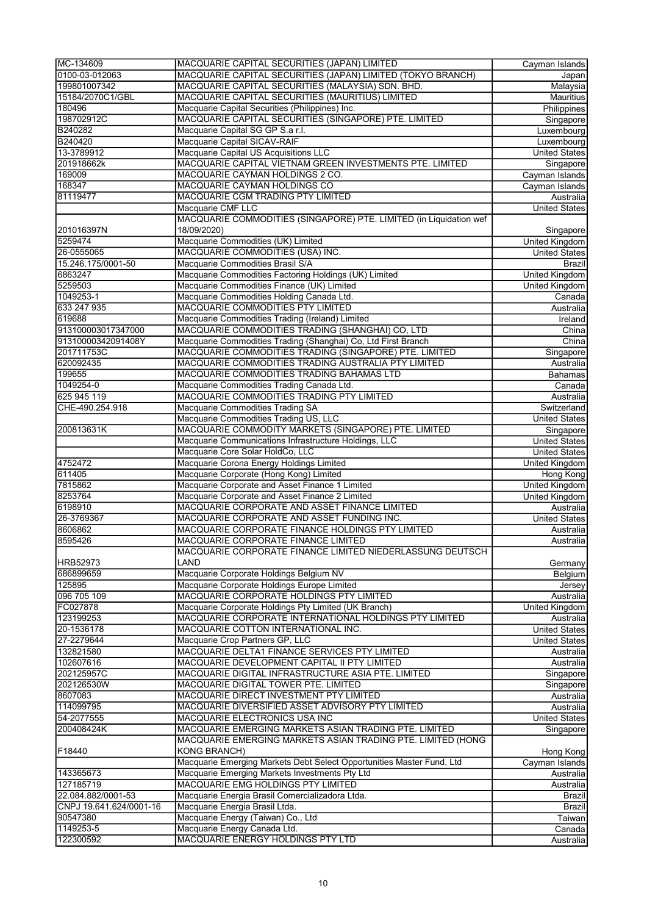| | | |
|---|---|---|
| MC-134609 | MACQUARIE CAPITAL SECURITIES (JAPAN) LIMITED | Cayman Islands |
| 0100-03-012063 | MACQUARIE CAPITAL SECURITIES (JAPAN) LIMITED (TOKYO BRANCH) | Japan |
| 199801007342 | MACQUARIE CAPITAL SECURITIES (MALAYSIA) SDN. BHD. | Malaysia |
| 15184/2070C1/GBL | MACQUARIE CAPITAL SECURITIES (MAURITIUS) LIMITED | Mauritius |
| 180496 | Macquarie Capital Securities (Philippines) Inc. | Philippines |
| 198702912C | MACQUARIE CAPITAL SECURITIES (SINGAPORE) PTE. LIMITED | Singapore |
| B240282 | Macquarie Capital SG GP S.a r.l. | Luxembourg |
| B240420 | Macquarie Capital SICAV-RAIF | Luxembourg |
| 13-3789912 | Macquarie Capital US Acquisitions LLC | United States |
| 201918662k | MACQUARIE CAPITAL VIETNAM GREEN INVESTMENTS PTE. LIMITED | Singapore |
| 169009 | MACQUARIE CAYMAN HOLDINGS 2 CO. | Cayman Islands |
| 168347 | MACQUARIE CAYMAN HOLDINGS CO | Cayman Islands |
| 81119477 | MACQUARIE CGM TRADING PTY LIMITED | Australia |
| | Macquarie CMF LLC | United States |
| 201016397N | MACQUARIE COMMODITIES (SINGAPORE) PTE. LIMITED (in Liquidation wef 18/09/2020) | Singapore |
| 5259474 | Macquarie Commodities (UK) Limited | United Kingdom |
| 26-0555065 | MACQUARIE COMMODITIES (USA) INC. | United States |
| 15.246.175/0001-50 | Macquarie Commodities Brasil S/A | Brazil |
| 6863247 | Macquarie Commodities Factoring Holdings (UK) Limited | United Kingdom |
| 5259503 | Macquarie Commodities Finance (UK) Limited | United Kingdom |
| 1049253-1 | Macquarie Commodities Holding Canada Ltd. | Canada |
| 633 247 935 | MACQUARIE COMMODITIES PTY LIMITED | Australia |
| 619688 | Macquarie Commodities Trading (Ireland) Limited | Ireland |
| 913100003017347000 | MACQUARIE COMMODITIES TRADING (SHANGHAI) CO, LTD | China |
| 91310000342091408Y | Macquarie Commodities Trading (Shanghai) Co, Ltd First Branch | China |
| 201711753C | MACQUARIE COMMODITIES TRADING (SINGAPORE) PTE. LIMITED | Singapore |
| 620092435 | MACQUARIE COMMODITIES TRADING AUSTRALIA PTY LIMITED | Australia |
| 199655 | MACQUARIE COMMODITIES TRADING BAHAMAS LTD | Bahamas |
| 1049254-0 | Macquarie Commodities Trading Canada Ltd. | Canada |
| 625 945 119 | MACQUARIE COMMODITIES TRADING PTY LIMITED | Australia |
| CHE-490.254.918 | Macquarie Commodities Trading SA | Switzerland |
| | Macquarie Commodities Trading US, LLC | United States |
| 200813631K | MACQUARIE COMMODITY MARKETS (SINGAPORE) PTE. LIMITED | Singapore |
| | Macquarie Communications Infrastructure Holdings, LLC | United States |
| | Macquarie Core Solar HoldCo, LLC | United States |
| 4752472 | Macquarie Corona Energy Holdings Limited | United Kingdom |
| 611405 | Macquarie Corporate (Hong Kong) Limited | Hong Kong |
| 7815862 | Macquarie Corporate and Asset Finance 1 Limited | United Kingdom |
| 8253764 | Macquarie Corporate and Asset Finance 2 Limited | United Kingdom |
| 6198910 | MACQUARIE CORPORATE AND ASSET FINANCE LIMITED | Australia |
| 26-3769367 | MACQUARIE CORPORATE AND ASSET FUNDING INC. | United States |
| 8606862 | MACQUARIE CORPORATE FINANCE HOLDINGS PTY LIMITED | Australia |
| 8595426 | MACQUARIE CORPORATE FINANCE LIMITED | Australia |
| HRB52973 | MACQUARIE CORPORATE FINANCE LIMITED NIEDERLASSUNG DEUTSCH LAND | Germany |
| 686899659 | Macquarie Corporate Holdings Belgium NV | Belgium |
| 125895 | Macquarie Corporate Holdings Europe Limited | Jersey |
| 096 705 109 | MACQUARIE CORPORATE HOLDINGS PTY LIMITED | Australia |
| FC027878 | Macquarie Corporate Holdings Pty Limited (UK Branch) | United Kingdom |
| 123199253 | MACQUARIE CORPORATE INTERNATIONAL HOLDINGS PTY LIMITED | Australia |
| 20-1536178 | MACQUARIE COTTON INTERNATIONAL INC. | United States |
| 27-2279644 | Macquarie Crop Partners GP, LLC | United States |
| 132821580 | MACQUARIE DELTA1 FINANCE SERVICES PTY LIMITED | Australia |
| 102607616 | MACQUARIE DEVELOPMENT CAPITAL II PTY LIMITED | Australia |
| 202125957C | MACQUARIE DIGITAL INFRASTRUCTURE ASIA PTE. LIMITED | Singapore |
| 202126530W | MACQUARIE DIGITAL TOWER PTE. LIMITED | Singapore |
| 8607083 | MACQUARIE DIRECT INVESTMENT PTY LIMITED | Australia |
| 114099795 | MACQUARIE DIVERSIFIED ASSET ADVISORY PTY LIMITED | Australia |
| 54-2077555 | MACQUARIE ELECTRONICS USA INC | United States |
| 200408424K | MACQUARIE EMERGING MARKETS ASIAN TRADING PTE. LIMITED | Singapore |
| F18440 | MACQUARIE EMERGING MARKETS ASIAN TRADING PTE. LIMITED (HONG KONG BRANCH) | Hong Kong |
| | Macquarie Emerging Markets Debt Select Opportunities Master Fund, Ltd | Cayman Islands |
| 143365673 | Macquarie Emerging Markets Investments Pty Ltd | Australia |
| 127185719 | MACQUARIE EMG HOLDINGS PTY LIMITED | Australia |
| 22.084.882/0001-53 | Macquarie Energia Brasil Comercializadora Ltda. | Brazil |
| CNPJ 19.641.624/0001-16 | Macquarie Energia Brasil Ltda. | Brazil |
| 90547380 | Macquarie Energy (Taiwan) Co., Ltd | Taiwan |
| 1149253-5 | Macquarie Energy Canada Ltd. | Canada |
| 122300592 | MACQUARIE ENERGY HOLDINGS PTY LTD | Australia |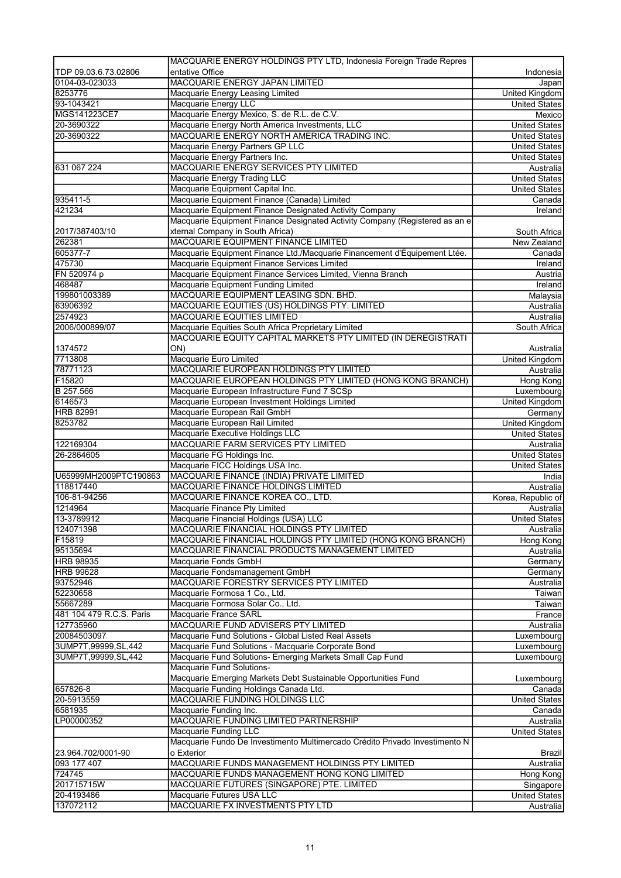| | | |
|---|---|---|
| TDP 09.03.6.73.02806 | MACQUARIE ENERGY HOLDINGS PTY LTD, Indonesia Foreign Trade Representative Office | Indonesia |
| 0104-03-023033 | MACQUARIE ENERGY JAPAN LIMITED | Japan |
| 8253776 | Macquarie Energy Leasing Limited | United Kingdom |
| 93-1043421 | Macquarie Energy LLC | United States |
| MGS141223CE7 | Macquarie Energy Mexico, S. de R.L. de C.V. | Mexico |
| 20-3690322 | Macquarie Energy North America Investments, LLC | United States |
| 20-3690322 | MACQUARIE ENERGY NORTH AMERICA TRADING INC. | United States |
| | Macquarie Energy Partners GP LLC | United States |
| | Macquarie Energy Partners Inc. | United States |
| 631 067 224 | MACQUARIE ENERGY SERVICES PTY LIMITED | Australia |
| | Macquarie Energy Trading LLC | United States |
| | Macquarie Equipment Capital Inc. | United States |
| 935411-5 | Macquarie Equipment Finance (Canada) Limited | Canada |
| 421234 | Macquarie Equipment Finance Designated Activity Company | Ireland |
| 2017/387403/10 | Macquarie Equipment Finance Designated Activity Company (Registered as an external Company in South Africa) | South Africa |
| 262381 | MACQUARIE EQUIPMENT FINANCE LIMITED | New Zealand |
| 605377-7 | Macquarie Equipment Finance Ltd./Macquarie Financement d'Équipement Ltée. | Canada |
| 475730 | Macquarie Equipment Finance Services Limited | Ireland |
| FN 520974 p | Macquarie Equipment Finance Services Limited, Vienna Branch | Austria |
| 468487 | Macquarie Equipment Funding Limited | Ireland |
| 199801003389 | MACQUARIE EQUIPMENT LEASING SDN. BHD. | Malaysia |
| 63906392 | MACQUARIE EQUITIES (US) HOLDINGS PTY. LIMITED | Australia |
| 2574923 | MACQUARIE EQUITIES LIMITED | Australia |
| 2006/000899/07 | Macquarie Equities South Africa Proprietary Limited | South Africa |
| 1374572 | MACQUARIE EQUITY CAPITAL MARKETS PTY LIMITED (IN DEREGISTRATION) | Australia |
| 7713808 | Macquarie Euro Limited | United Kingdom |
| 78771123 | MACQUARIE EUROPEAN HOLDINGS PTY LIMITED | Australia |
| F15820 | MACQUARIE EUROPEAN HOLDINGS PTY LIMITED (HONG KONG BRANCH) | Hong Kong |
| B 257.566 | Macquarie European Infrastructure Fund 7 SCSp | Luxembourg |
| 6146573 | Macquarie European Investment Holdings Limited | United Kingdom |
| HRB 82991 | Macquarie European Rail GmbH | Germany |
| 8253782 | Macquarie European Rail Limited | United Kingdom |
| | Macquarie Executive Holdings LLC | United States |
| 122169304 | MACQUARIE FARM SERVICES PTY LIMITED | Australia |
| 26-2864605 | Macquarie FG Holdings Inc. | United States |
| | Macquarie FICC Holdings USA Inc. | United States |
| U65999MH2009PTC190863 | MACQUARIE FINANCE (INDIA) PRIVATE LIMITED | India |
| 118817440 | MACQUARIE FINANCE HOLDINGS LIMITED | Australia |
| 106-81-94256 | MACQUARIE FINANCE KOREA CO., LTD. | Korea, Republic of |
| 1214964 | Macquarie Finance Pty Limited | Australia |
| 13-3789912 | Macquarie Financial Holdings (USA) LLC | United States |
| 124071398 | MACQUARIE FINANCIAL HOLDINGS PTY LIMITED | Australia |
| F15819 | MACQUARIE FINANCIAL HOLDINGS PTY LIMITED (HONG KONG BRANCH) | Hong Kong |
| 95135694 | MACQUARIE FINANCIAL PRODUCTS MANAGEMENT LIMITED | Australia |
| HRB 98935 | Macquarie Fonds GmbH | Germany |
| HRB 99628 | Macquarie Fondsmanagement GmbH | Germany |
| 93752946 | MACQUARIE FORESTRY SERVICES PTY LIMITED | Australia |
| 52230658 | Macquarie Formosa 1 Co., Ltd. | Taiwan |
| 55667289 | Macquarie Formosa Solar Co., Ltd. | Taiwan |
| 481 104 479 R.C.S. Paris | Macquarie France SARL | France |
| 127735960 | MACQUARIE FUND ADVISERS PTY LIMITED | Australia |
| 20084503097 | Macquarie Fund Solutions - Global Listed Real Assets | Luxembourg |
| 3UMP7T,99999,SL,442 | Macquarie Fund Solutions - Macquarie Corporate Bond | Luxembourg |
| 3UMP7T,99999,SL,442 | Macquarie Fund Solutions- Emerging Markets Small Cap Fund | Luxembourg |
| | Macquarie Fund Solutions- Macquarie Emerging Markets Debt Sustainable Opportunities Fund | Luxembourg |
| 657826-8 | Macquarie Funding Holdings Canada Ltd. | Canada |
| 20-5913559 | MACQUARIE FUNDING HOLDINGS LLC | United States |
| 6581935 | Macquarie Funding Inc. | Canada |
| LP00000352 | MACQUARIE FUNDING LIMITED PARTNERSHIP | Australia |
| | Macquarie Funding LLC | United States |
| 23.964.702/0001-90 | Macquarie Fundo De Investimento Multimercado Crédito Privado Investimento No Exterior | Brazil |
| 093 177 407 | MACQUARIE FUNDS MANAGEMENT HOLDINGS PTY LIMITED | Australia |
| 724745 | MACQUARIE FUNDS MANAGEMENT HONG KONG LIMITED | Hong Kong |
| 201715715W | MACQUARIE FUTURES (SINGAPORE) PTE. LIMITED | Singapore |
| 20-4193486 | Macquarie Futures USA LLC | United States |
| 137072112 | MACQUARIE FX INVESTMENTS PTY LTD | Australia |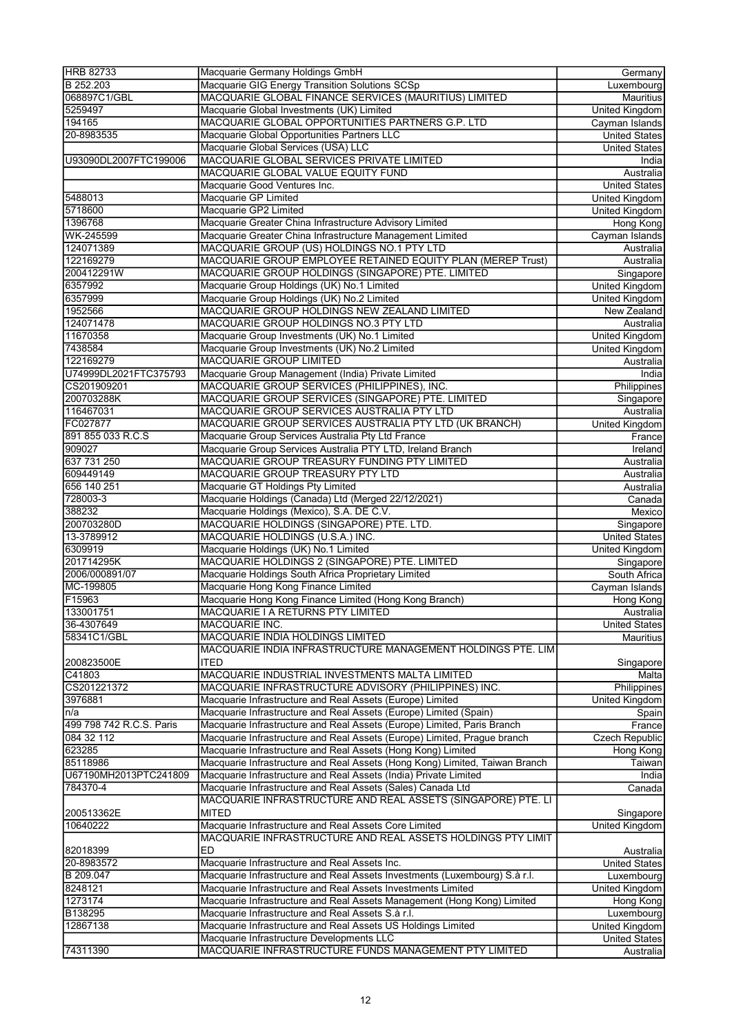| HRB 82733 | Macquarie Germany Holdings GmbH | Germany |
|---|---|---|
| B 252.203 | Macquarie GIG Energy Transition Solutions SCSp | Luxembourg |
| 068897C1/GBL | MACQUARIE GLOBAL FINANCE SERVICES (MAURITIUS) LIMITED | Mauritius |
| 5259497 | Macquarie Global Investments (UK) Limited | United Kingdom |
| 194165 | MACQUARIE GLOBAL OPPORTUNITIES PARTNERS G.P. LTD | Cayman Islands |
| 20-8983535 | Macquarie Global Opportunities Partners LLC | United States |
| | Macquarie Global Services (USA) LLC | United States |
| U93090DL2007FTC199006 | MACQUARIE GLOBAL SERVICES PRIVATE LIMITED | India |
| | MACQUARIE GLOBAL VALUE EQUITY FUND | Australia |
| | Macquarie Good Ventures Inc. | United States |
| 5488013 | Macquarie GP Limited | United Kingdom |
| 5718600 | Macquarie GP2 Limited | United Kingdom |
| 1396768 | Macquarie Greater China Infrastructure Advisory Limited | Hong Kong |
| WK-245599 | Macquarie Greater China Infrastructure Management Limited | Cayman Islands |
| 124071389 | MACQUARIE GROUP (US) HOLDINGS NO.1 PTY LTD | Australia |
| 122169279 | MACQUARIE GROUP EMPLOYEE RETAINED EQUITY PLAN (MEREP Trust) | Australia |
| 200412291W | MACQUARIE GROUP HOLDINGS (SINGAPORE) PTE. LIMITED | Singapore |
| 6357992 | Macquarie Group Holdings (UK) No.1 Limited | United Kingdom |
| 6357999 | Macquarie Group Holdings (UK) No.2 Limited | United Kingdom |
| 1952566 | MACQUARIE GROUP HOLDINGS NEW ZEALAND LIMITED | New Zealand |
| 124071478 | MACQUARIE GROUP HOLDINGS NO.3 PTY LTD | Australia |
| 11670358 | Macquarie Group Investments (UK) No.1 Limited | United Kingdom |
| 7438584 | Macquarie Group Investments (UK) No.2 Limited | United Kingdom |
| 122169279 | MACQUARIE GROUP LIMITED | Australia |
| U74999DL2021FTC375793 | Macquarie Group Management (India) Private Limited | India |
| CS201909201 | MACQUARIE GROUP SERVICES (PHILIPPINES), INC. | Philippines |
| 200703288K | MACQUARIE GROUP SERVICES (SINGAPORE) PTE. LIMITED | Singapore |
| 116467031 | MACQUARIE GROUP SERVICES AUSTRALIA PTY LTD | Australia |
| FC027877 | MACQUARIE GROUP SERVICES AUSTRALIA PTY LTD (UK BRANCH) | United Kingdom |
| 891 855 033 R.C.S | Macquarie Group Services Australia Pty Ltd France | France |
| 909027 | Macquarie Group Services Australia PTY LTD, Ireland Branch | Ireland |
| 637 731 250 | MACQUARIE GROUP TREASURY FUNDING PTY LIMITED | Australia |
| 609449149 | MACQUARIE GROUP TREASURY PTY LTD | Australia |
| 656 140 251 | Macquarie GT Holdings Pty Limited | Australia |
| 728003-3 | Macquarie Holdings (Canada) Ltd (Merged 22/12/2021) | Canada |
| 388232 | Macquarie Holdings (Mexico), S.A. DE C.V. | Mexico |
| 200703280D | MACQUARIE HOLDINGS (SINGAPORE) PTE. LTD. | Singapore |
| 13-3789912 | MACQUARIE HOLDINGS (U.S.A.) INC. | United States |
| 6309919 | Macquarie Holdings (UK) No.1 Limited | United Kingdom |
| 201714295K | MACQUARIE HOLDINGS 2 (SINGAPORE) PTE. LIMITED | Singapore |
| 2006/000891/07 | Macquarie Holdings South Africa Proprietary Limited | South Africa |
| MC-199805 | Macquarie Hong Kong Finance Limited | Cayman Islands |
| F15963 | Macquarie Hong Kong Finance Limited (Hong Kong Branch) | Hong Kong |
| 133001751 | MACQUARIE I A RETURNS PTY LIMITED | Australia |
| 36-4307649 | MACQUARIE INC. | United States |
| 58341C1/GBL | MACQUARIE INDIA HOLDINGS LIMITED | Mauritius |
| 200823500E | MACQUARIE INDIA INFRASTRUCTURE MANAGEMENT HOLDINGS PTE. LIMITED | Singapore |
| C41803 | MACQUARIE INDUSTRIAL INVESTMENTS MALTA LIMITED | Malta |
| CS201221372 | MACQUARIE INFRASTRUCTURE ADVISORY (PHILIPPINES) INC. | Philippines |
| 3976881 | Macquarie Infrastructure and Real Assets (Europe) Limited | United Kingdom |
| n/a | Macquarie Infrastructure and Real Assets (Europe) Limited (Spain) | Spain |
| 499 798 742 R.C.S. Paris | Macquarie Infrastructure and Real Assets (Europe) Limited, Paris Branch | France |
| 084 32 112 | Macquarie Infrastructure and Real Assets (Europe) Limited, Prague branch | Czech Republic |
| 623285 | Macquarie Infrastructure and Real Assets (Hong Kong) Limited | Hong Kong |
| 85118986 | Macquarie Infrastructure and Real Assets (Hong Kong) Limited, Taiwan Branch | Taiwan |
| U67190MH2013PTC241809 | Macquarie Infrastructure and Real Assets (India) Private Limited | India |
| 784370-4 | Macquarie Infrastructure and Real Assets (Sales) Canada Ltd | Canada |
| 200513362E | MACQUARIE INFRASTRUCTURE AND REAL ASSETS (SINGAPORE) PTE. LIMITED | Singapore |
| 10640222 | Macquarie Infrastructure and Real Assets Core Limited | United Kingdom |
| 82018399 | MACQUARIE INFRASTRUCTURE AND REAL ASSETS HOLDINGS PTY LIMITED | Australia |
| 20-8983572 | Macquarie Infrastructure and Real Assets Inc. | United States |
| B 209.047 | Macquarie Infrastructure and Real Assets Investments (Luxembourg) S.à r.l. | Luxembourg |
| 8248121 | Macquarie Infrastructure and Real Assets Investments Limited | United Kingdom |
| 1273174 | Macquarie Infrastructure and Real Assets Management (Hong Kong) Limited | Hong Kong |
| B138295 | Macquarie Infrastructure and Real Assets S.à r.l. | Luxembourg |
| 12867138 | Macquarie Infrastructure and Real Assets US Holdings Limited | United Kingdom |
| | Macquarie Infrastructure Developments LLC | United States |
| 74311390 | MACQUARIE INFRASTRUCTURE FUNDS MANAGEMENT PTY LIMITED | Australia |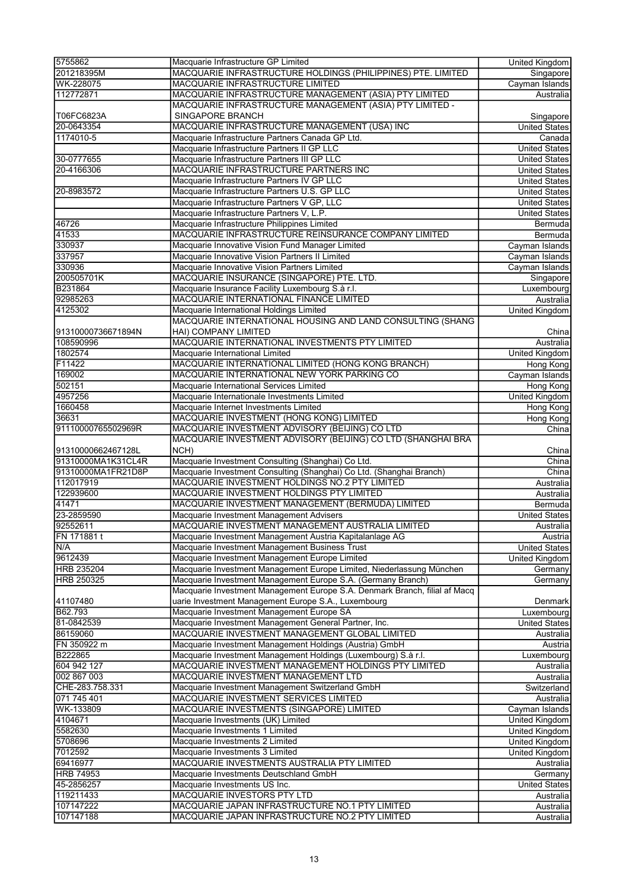| | | |
|---|---|---|
| 5755862 | Macquarie Infrastructure GP Limited | United Kingdom |
| 201218395M | MACQUARIE INFRASTRUCTURE HOLDINGS (PHILIPPINES) PTE. LIMITED | Singapore |
| WK-228075 | MACQUARIE INFRASTRUCTURE LIMITED | Cayman Islands |
| 112772871 | MACQUARIE INFRASTRUCTURE MANAGEMENT (ASIA) PTY LIMITED | Australia |
| T06FC6823A | MACQUARIE INFRASTRUCTURE MANAGEMENT (ASIA) PTY LIMITED - SINGAPORE BRANCH | Singapore |
| 20-0643354 | MACQUARIE INFRASTRUCTURE MANAGEMENT (USA) INC | United States |
| 1174010-5 | Macquarie Infrastructure Partners Canada GP Ltd. | Canada |
| | Macquarie Infrastructure Partners II GP LLC | United States |
| 30-0777655 | Macquarie Infrastructure Partners III GP LLC | United States |
| 20-4166306 | MACQUARIE INFRASTRUCTURE PARTNERS INC | United States |
| | Macquarie Infrastructure Partners IV GP LLC | United States |
| 20-8983572 | Macquarie Infrastructure Partners U.S. GP LLC | United States |
| | Macquarie Infrastructure Partners V GP, LLC | United States |
| | Macquarie Infrastructure Partners V, L.P. | United States |
| 46726 | Macquarie Infrastructure Philippines Limited | Bermuda |
| 41533 | MACQUARIE INFRASTRUCTURE REINSURANCE COMPANY LIMITED | Bermuda |
| 330937 | Macquarie Innovative Vision Fund Manager Limited | Cayman Islands |
| 337957 | Macquarie Innovative Vision Partners II Limited | Cayman Islands |
| 330936 | Macquarie Innovative Vision Partners Limited | Cayman Islands |
| 200505701K | MACQUARIE INSURANCE (SINGAPORE) PTE. LTD. | Singapore |
| B231864 | Macquarie Insurance Facility Luxembourg S.à r.l. | Luxembourg |
| 92985263 | MACQUARIE INTERNATIONAL FINANCE LIMITED | Australia |
| 4125302 | Macquarie International Holdings Limited | United Kingdom |
| 91310000736671894N | MACQUARIE INTERNATIONAL HOUSING AND LAND CONSULTING (SHANGHAI) COMPANY LIMITED | China |
| 108590996 | MACQUARIE INTERNATIONAL INVESTMENTS PTY LIMITED | Australia |
| 1802574 | Macquarie International Limited | United Kingdom |
| F11422 | MACQUARIE INTERNATIONAL LIMITED (HONG KONG BRANCH) | Hong Kong |
| 169002 | MACQUARIE INTERNATIONAL NEW YORK PARKING CO | Cayman Islands |
| 502151 | Macquarie International Services Limited | Hong Kong |
| 4957256 | Macquarie Internationale Investments Limited | United Kingdom |
| 1660458 | Macquarie Internet Investments Limited | Hong Kong |
| 36631 | MACQUARIE INVESTMENT (HONG KONG) LIMITED | Hong Kong |
| 91110000765502969R | MACQUARIE INVESTMENT ADVISORY (BEIJING) CO LTD | China |
| 91310000662467128L | MACQUARIE INVESTMENT ADVISORY (BEIJING) CO LTD (SHANGHAI BRANCH) | China |
| 91310000MA1K31CL4R | Macquarie Investment Consulting (Shanghai) Co Ltd. | China |
| 91310000MA1FR21D8P | Macquarie Investment Consulting (Shanghai) Co Ltd. (Shanghai Branch) | China |
| 112017919 | MACQUARIE INVESTMENT HOLDINGS NO.2 PTY LIMITED | Australia |
| 122939600 | MACQUARIE INVESTMENT HOLDINGS PTY LIMITED | Australia |
| 41471 | MACQUARIE INVESTMENT MANAGEMENT (BERMUDA) LIMITED | Bermuda |
| 23-2859590 | Macquarie Investment Management Advisers | United States |
| 92552611 | MACQUARIE INVESTMENT MANAGEMENT AUSTRALIA LIMITED | Australia |
| FN 171881 t | Macquarie Investment Management Austria Kapitalanlage AG | Austria |
| N/A | Macquarie Investment Management Business Trust | United States |
| 9612439 | Macquarie Investment Management Europe Limited | United Kingdom |
| HRB 235204 | Macquarie Investment Management Europe Limited, Niederlassung München | Germany |
| HRB 250325 | Macquarie Investment Management Europe S.A. (Germany Branch) | Germany |
| 41107480 | Macquarie Investment Management Europe S.A. Denmark Branch, filial af Macquarie Investment Management Europe S.A., Luxembourg | Denmark |
| B62.793 | Macquarie Investment Management Europe SA | Luxembourg |
| 81-0842539 | Macquarie Investment Management General Partner, Inc. | United States |
| 86159060 | MACQUARIE INVESTMENT MANAGEMENT GLOBAL LIMITED | Australia |
| FN 350922 m | Macquarie Investment Management Holdings (Austria) GmbH | Austria |
| B222865 | Macquarie Investment Management Holdings (Luxembourg) S.à r.l. | Luxembourg |
| 604 942 127 | MACQUARIE INVESTMENT MANAGEMENT HOLDINGS PTY LIMITED | Australia |
| 002 867 003 | MACQUARIE INVESTMENT MANAGEMENT LTD | Australia |
| CHE-283.758.331 | Macquarie Investment Management Switzerland GmbH | Switzerland |
| 071 745 401 | MACQUARIE INVESTMENT SERVICES LIMITED | Australia |
| WK-133809 | MACQUARIE INVESTMENTS (SINGAPORE) LIMITED | Cayman Islands |
| 4104671 | Macquarie Investments (UK) Limited | United Kingdom |
| 5582630 | Macquarie Investments 1 Limited | United Kingdom |
| 5708696 | Macquarie Investments 2 Limited | United Kingdom |
| 7012592 | Macquarie Investments 3 Limited | United Kingdom |
| 69416977 | MACQUARIE INVESTMENTS AUSTRALIA PTY LIMITED | Australia |
| HRB 74953 | Macquarie Investments Deutschland GmbH | Germany |
| 45-2856257 | Macquarie Investments US Inc. | United States |
| 119211433 | MACQUARIE INVESTORS PTY LTD | Australia |
| 107147222 | MACQUARIE JAPAN INFRASTRUCTURE NO.1 PTY LIMITED | Australia |
| 107147188 | MACQUARIE JAPAN INFRASTRUCTURE NO.2 PTY LIMITED | Australia |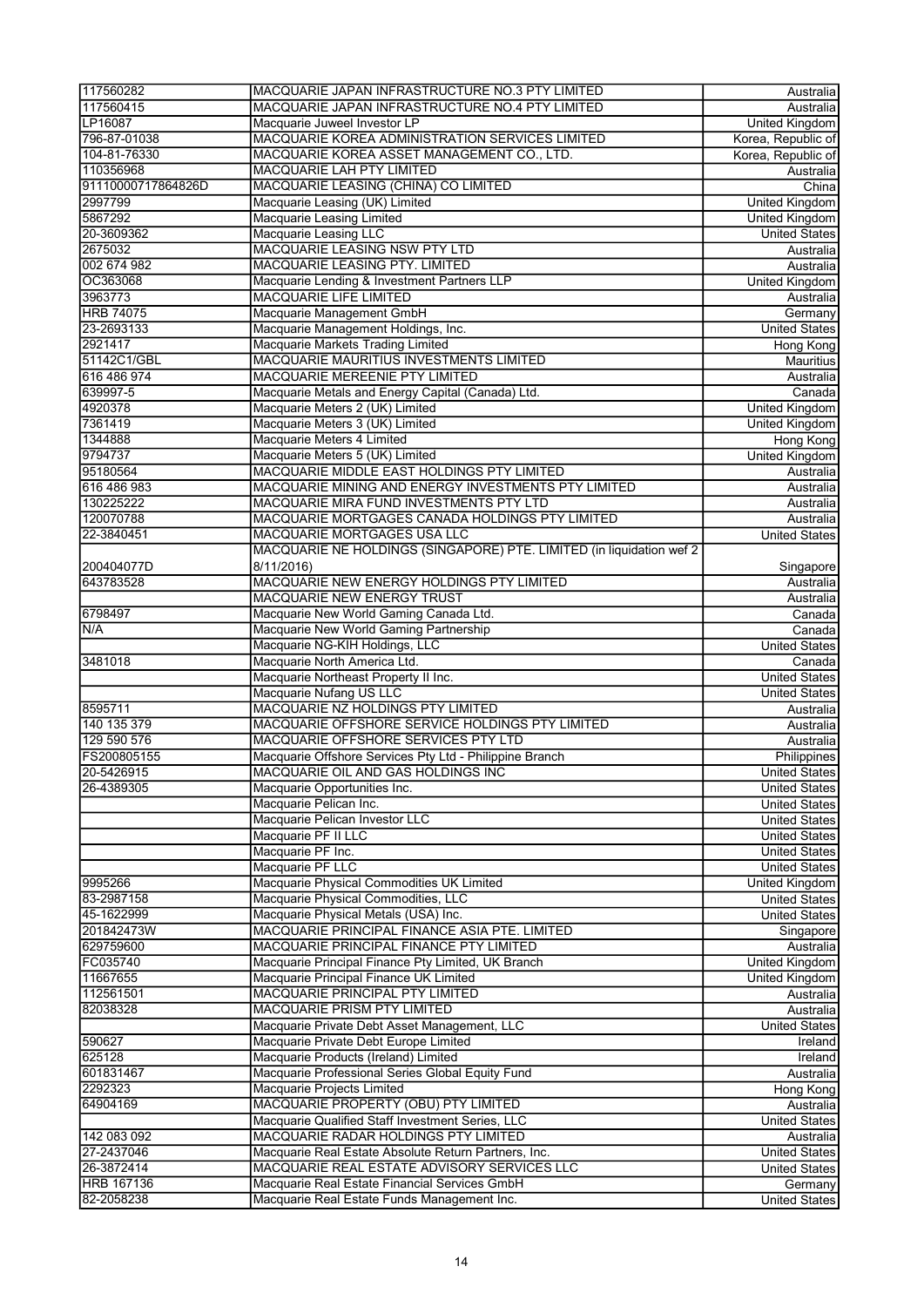| | | |
|---|---|---|
| 117560282 | MACQUARIE JAPAN INFRASTRUCTURE NO.3 PTY LIMITED | Australia |
| 117560415 | MACQUARIE JAPAN INFRASTRUCTURE NO.4 PTY LIMITED | Australia |
| LP16087 | Macquarie Juweel Investor LP | United Kingdom |
| 796-87-01038 | MACQUARIE KOREA ADMINISTRATION SERVICES LIMITED | Korea, Republic of |
| 104-81-76330 | MACQUARIE KOREA ASSET MANAGEMENT CO., LTD. | Korea, Republic of |
| 110356968 | MACQUARIE LAH PTY LIMITED | Australia |
| 91110000717864826D | MACQUARIE LEASING (CHINA) CO LIMITED | China |
| 2997799 | Macquarie Leasing (UK) Limited | United Kingdom |
| 5867292 | Macquarie Leasing Limited | United Kingdom |
| 20-3609362 | Macquarie Leasing LLC | United States |
| 2675032 | MACQUARIE LEASING NSW PTY LTD | Australia |
| 002 674 982 | MACQUARIE LEASING PTY. LIMITED | Australia |
| OC363068 | Macquarie Lending & Investment Partners LLP | United Kingdom |
| 3963773 | MACQUARIE LIFE LIMITED | Australia |
| HRB 74075 | Macquarie Management GmbH | Germany |
| 23-2693133 | Macquarie Management Holdings, Inc. | United States |
| 2921417 | Macquarie Markets Trading Limited | Hong Kong |
| 51142C1/GBL | MACQUARIE MAURITIUS INVESTMENTS LIMITED | Mauritius |
| 616 486 974 | MACQUARIE MEREENIE PTY LIMITED | Australia |
| 639997-5 | Macquarie Metals and Energy Capital (Canada) Ltd. | Canada |
| 4920378 | Macquarie Meters 2 (UK) Limited | United Kingdom |
| 7361419 | Macquarie Meters 3 (UK) Limited | United Kingdom |
| 1344888 | Macquarie Meters 4 Limited | Hong Kong |
| 9794737 | Macquarie Meters 5 (UK) Limited | United Kingdom |
| 95180564 | MACQUARIE MIDDLE EAST HOLDINGS PTY LIMITED | Australia |
| 616 486 983 | MACQUARIE MINING AND ENERGY INVESTMENTS PTY LIMITED | Australia |
| 130225222 | MACQUARIE MIRA FUND INVESTMENTS PTY LTD | Australia |
| 120070788 | MACQUARIE MORTGAGES CANADA HOLDINGS PTY LIMITED | Australia |
| 22-3840451 | MACQUARIE MORTGAGES USA LLC | United States |
| 200404077D | MACQUARIE NE HOLDINGS (SINGAPORE) PTE. LIMITED (in liquidation wef 2 8/11/2016) | Singapore |
| 643783528 | MACQUARIE NEW ENERGY HOLDINGS PTY LIMITED | Australia |
| | MACQUARIE NEW ENERGY TRUST | Australia |
| 6798497 | Macquarie New World Gaming Canada Ltd. | Canada |
| N/A | Macquarie New World Gaming Partnership | Canada |
| | Macquarie NG-KIH Holdings, LLC | United States |
| 3481018 | Macquarie North America Ltd. | Canada |
| | Macquarie Northeast Property II Inc. | United States |
| | Macquarie Nufang US LLC | United States |
| 8595711 | MACQUARIE NZ HOLDINGS PTY LIMITED | Australia |
| 140 135 379 | MACQUARIE OFFSHORE SERVICE HOLDINGS PTY LIMITED | Australia |
| 129 590 576 | MACQUARIE OFFSHORE SERVICES PTY LTD | Australia |
| FS200805155 | Macquarie Offshore Services Pty Ltd - Philippine Branch | Philippines |
| 20-5426915 | MACQUARIE OIL AND GAS HOLDINGS INC | United States |
| 26-4389305 | Macquarie Opportunities Inc. | United States |
| | Macquarie Pelican Inc. | United States |
| | Macquarie Pelican Investor LLC | United States |
| | Macquarie PF II LLC | United States |
| | Macquarie PF Inc. | United States |
| | Macquarie PF LLC | United States |
| 9995266 | Macquarie Physical Commodities UK Limited | United Kingdom |
| 83-2987158 | Macquarie Physical Commodities, LLC | United States |
| 45-1622999 | Macquarie Physical Metals (USA) Inc. | United States |
| 201842473W | MACQUARIE PRINCIPAL FINANCE ASIA PTE. LIMITED | Singapore |
| 629759600 | MACQUARIE PRINCIPAL FINANCE PTY LIMITED | Australia |
| FC035740 | Macquarie Principal Finance Pty Limited, UK Branch | United Kingdom |
| 11667655 | Macquarie Principal Finance UK Limited | United Kingdom |
| 112561501 | MACQUARIE PRINCIPAL PTY LIMITED | Australia |
| 82038328 | MACQUARIE PRISM PTY LIMITED | Australia |
| | Macquarie Private Debt Asset Management, LLC | United States |
| 590627 | Macquarie Private Debt Europe Limited | Ireland |
| 625128 | Macquarie Products (Ireland) Limited | Ireland |
| 601831467 | Macquarie Professional Series Global Equity Fund | Australia |
| 2292323 | Macquarie Projects Limited | Hong Kong |
| 64904169 | MACQUARIE PROPERTY (OBU) PTY LIMITED | Australia |
| | Macquarie Qualified Staff Investment Series, LLC | United States |
| 142 083 092 | MACQUARIE RADAR HOLDINGS PTY LIMITED | Australia |
| 27-2437046 | Macquarie Real Estate Absolute Return Partners, Inc. | United States |
| 26-3872414 | MACQUARIE REAL ESTATE ADVISORY SERVICES LLC | United States |
| HRB 167136 | Macquarie Real Estate Financial Services GmbH | Germany |
| 82-2058238 | Macquarie Real Estate Funds Management Inc. | United States |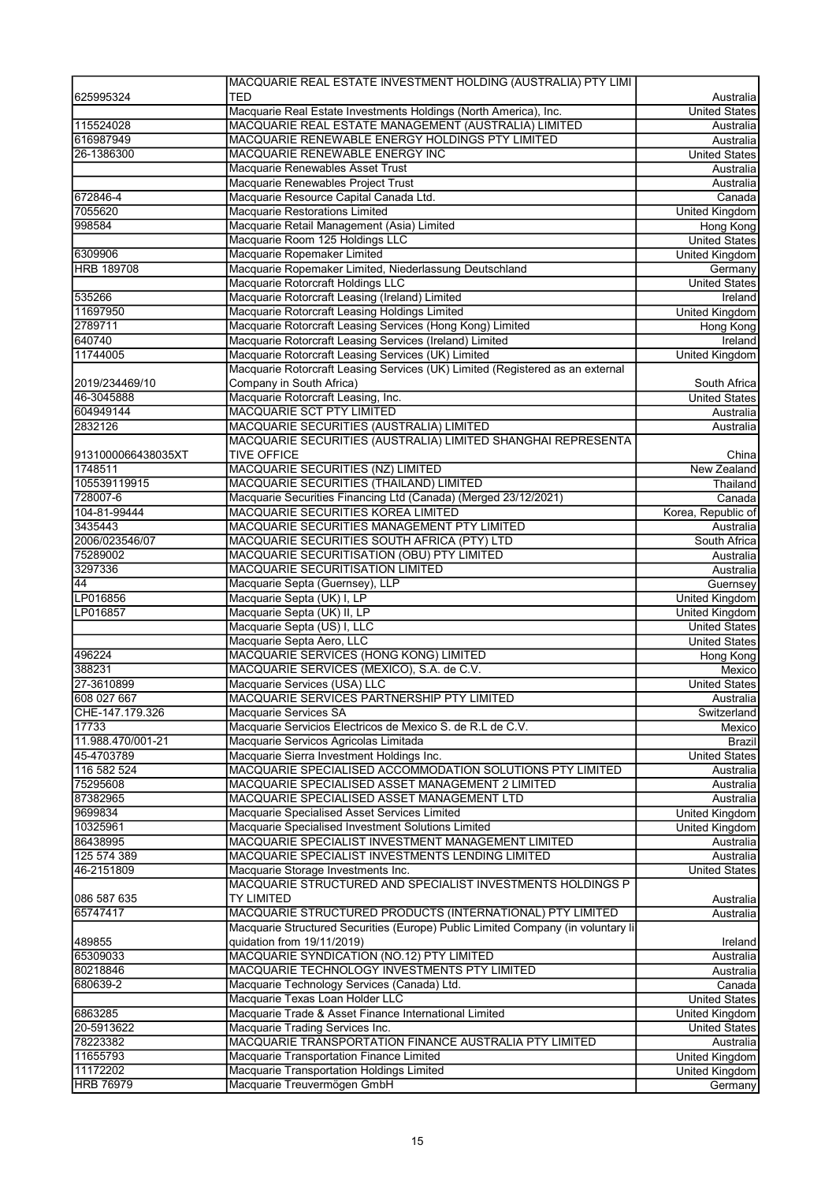| | | |
|---|---|---|
| 625995324 | MACQUARIE REAL ESTATE INVESTMENT HOLDING (AUSTRALIA) PTY LIMITED | Australia |
| | Macquarie Real Estate Investments Holdings (North America), Inc. | United States |
| 115524028 | MACQUARIE REAL ESTATE MANAGEMENT (AUSTRALIA) LIMITED | Australia |
| 616987949 | MACQUARIE RENEWABLE ENERGY HOLDINGS PTY LIMITED | Australia |
| 26-1386300 | MACQUARIE RENEWABLE ENERGY INC | United States |
| | Macquarie Renewables Asset Trust | Australia |
| | Macquarie Renewables Project Trust | Australia |
| 672846-4 | Macquarie Resource Capital Canada Ltd. | Canada |
| 7055620 | Macquarie Restorations Limited | United Kingdom |
| 998584 | Macquarie Retail Management (Asia) Limited | Hong Kong |
| | Macquarie Room 125 Holdings LLC | United States |
| 6309906 | Macquarie Ropemaker Limited | United Kingdom |
| HRB 189708 | Macquarie Ropemaker Limited, Niederlassung Deutschland | Germany |
| | Macquarie Rotorcraft Holdings LLC | United States |
| 535266 | Macquarie Rotorcraft Leasing (Ireland) Limited | Ireland |
| 11697950 | Macquarie Rotorcraft Leasing Holdings Limited | United Kingdom |
| 2789711 | Macquarie Rotorcraft Leasing Services (Hong Kong) Limited | Hong Kong |
| 640740 | Macquarie Rotorcraft Leasing Services (Ireland) Limited | Ireland |
| 11744005 | Macquarie Rotorcraft Leasing Services (UK) Limited | United Kingdom |
| 2019/234469/10 | Macquarie Rotorcraft Leasing Services (UK) Limited (Registered as an external Company in South Africa) | South Africa |
| 46-3045888 | Macquarie Rotorcraft Leasing, Inc. | United States |
| 604949144 | MACQUARIE SCT PTY LIMITED | Australia |
| 2832126 | MACQUARIE SECURITIES (AUSTRALIA) LIMITED | Australia |
| 9131000066438035XT | MACQUARIE SECURITIES (AUSTRALIA) LIMITED SHANGHAI REPRESENTATIVE OFFICE | China |
| 1748511 | MACQUARIE SECURITIES (NZ) LIMITED | New Zealand |
| 105539119915 | MACQUARIE SECURITIES (THAILAND) LIMITED | Thailand |
| 728007-6 | Macquarie Securities Financing Ltd (Canada) (Merged 23/12/2021) | Canada |
| 104-81-99444 | MACQUARIE SECURITIES KOREA LIMITED | Korea, Republic of |
| 3435443 | MACQUARIE SECURITIES MANAGEMENT PTY LIMITED | Australia |
| 2006/023546/07 | MACQUARIE SECURITIES SOUTH AFRICA (PTY) LTD | South Africa |
| 75289002 | MACQUARIE SECURITISATION (OBU) PTY LIMITED | Australia |
| 3297336 | MACQUARIE SECURITISATION LIMITED | Australia |
| 44 | Macquarie Septa (Guernsey), LLP | Guernsey |
| LP016856 | Macquarie Septa (UK) I, LP | United Kingdom |
| LP016857 | Macquarie Septa (UK) II, LP | United Kingdom |
| | Macquarie Septa (US) I, LLC | United States |
| | Macquarie Septa Aero, LLC | United States |
| 496224 | MACQUARIE SERVICES (HONG KONG) LIMITED | Hong Kong |
| 388231 | MACQUARIE SERVICES (MEXICO), S.A. de C.V. | Mexico |
| 27-3610899 | Macquarie Services (USA) LLC | United States |
| 608 027 667 | MACQUARIE SERVICES PARTNERSHIP PTY LIMITED | Australia |
| CHE-147.179.326 | Macquarie Services SA | Switzerland |
| 17733 | Macquarie Servicios Electricos de Mexico S. de R.L de C.V. | Mexico |
| 11.988.470/001-21 | Macquarie Servicos Agricolas Limitada | Brazil |
| 45-4703789 | Macquarie Sierra Investment Holdings Inc. | United States |
| 116 582 524 | MACQUARIE SPECIALISED ACCOMMODATION SOLUTIONS PTY LIMITED | Australia |
| 75295608 | MACQUARIE SPECIALISED ASSET MANAGEMENT 2 LIMITED | Australia |
| 87382965 | MACQUARIE SPECIALISED ASSET MANAGEMENT LTD | Australia |
| 9699834 | Macquarie Specialised Asset Services Limited | United Kingdom |
| 10325961 | Macquarie Specialised Investment Solutions Limited | United Kingdom |
| 86438995 | MACQUARIE SPECIALIST INVESTMENT MANAGEMENT LIMITED | Australia |
| 125 574 389 | MACQUARIE SPECIALIST INVESTMENTS LENDING LIMITED | Australia |
| 46-2151809 | Macquarie Storage Investments Inc. | United States |
| 086 587 635 | MACQUARIE STRUCTURED AND SPECIALIST INVESTMENTS HOLDINGS PTY LIMITED | Australia |
| 65747417 | MACQUARIE STRUCTURED PRODUCTS (INTERNATIONAL) PTY LIMITED | Australia |
| 489855 | Macquarie Structured Securities (Europe) Public Limited Company (in voluntary liquidation from 19/11/2019) | Ireland |
| 65309033 | MACQUARIE SYNDICATION (NO.12) PTY LIMITED | Australia |
| 80218846 | MACQUARIE TECHNOLOGY INVESTMENTS PTY LIMITED | Australia |
| 680639-2 | Macquarie Technology Services (Canada) Ltd. | Canada |
| | Macquarie Texas Loan Holder LLC | United States |
| 6863285 | Macquarie Trade & Asset Finance International Limited | United Kingdom |
| 20-5913622 | Macquarie Trading Services Inc. | United States |
| 78223382 | MACQUARIE TRANSPORTATION FINANCE AUSTRALIA PTY LIMITED | Australia |
| 11655793 | Macquarie Transportation Finance Limited | United Kingdom |
| 11172202 | Macquarie Transportation Holdings Limited | United Kingdom |
| HRB 76979 | Macquarie Treuvermögen GmbH | Germany |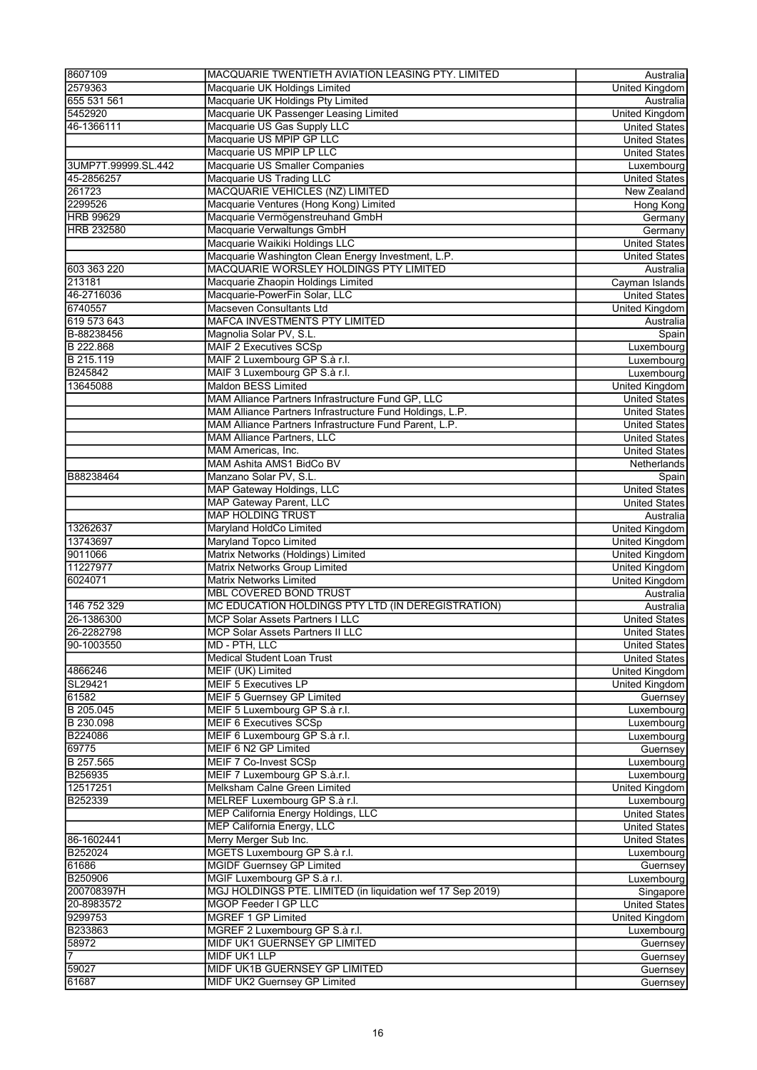| | | |
|---|---|---|
| 8607109 | MACQUARIE TWENTIETH AVIATION LEASING PTY. LIMITED | Australia |
| 2579363 | Macquarie UK Holdings Limited | United Kingdom |
| 655 531 561 | Macquarie UK Holdings Pty Limited | Australia |
| 5452920 | Macquarie UK Passenger Leasing Limited | United Kingdom |
| 46-1366111 | Macquarie US Gas Supply LLC | United States |
| | Macquarie US MPIP GP LLC | United States |
| | Macquarie US MPIP LP LLC | United States |
| 3UMP7T.99999.SL.442 | Macquarie US Smaller Companies | Luxembourg |
| 45-2856257 | Macquarie US Trading LLC | United States |
| 261723 | MACQUARIE VEHICLES (NZ) LIMITED | New Zealand |
| 2299526 | Macquarie Ventures (Hong Kong) Limited | Hong Kong |
| HRB 99629 | Macquarie Vermögenstreuhand GmbH | Germany |
| HRB 232580 | Macquarie Verwaltungs GmbH | Germany |
| | Macquarie Waikiki Holdings LLC | United States |
| | Macquarie Washington Clean Energy Investment, L.P. | United States |
| 603 363 220 | MACQUARIE WORSLEY HOLDINGS PTY LIMITED | Australia |
| 213181 | Macquarie Zhaopin Holdings Limited | Cayman Islands |
| 46-2716036 | Macquarie-PowerFin Solar, LLC | United States |
| 6740557 | Macseven Consultants Ltd | United Kingdom |
| 619 573 643 | MAFCA INVESTMENTS PTY LIMITED | Australia |
| B-88238456 | Magnolia Solar PV, S.L. | Spain |
| B 222.868 | MAIF 2 Executives SCSp | Luxembourg |
| B 215.119 | MAIF 2 Luxembourg GP S.à r.l. | Luxembourg |
| B245842 | MAIF 3 Luxembourg GP S.à r.l. | Luxembourg |
| 13645088 | Maldon BESS Limited | United Kingdom |
| | MAM Alliance Partners Infrastructure Fund GP, LLC | United States |
| | MAM Alliance Partners Infrastructure Fund Holdings, L.P. | United States |
| | MAM Alliance Partners Infrastructure Fund Parent, L.P. | United States |
| | MAM Alliance Partners, LLC | United States |
| | MAM Americas, Inc. | United States |
| | MAM Ashita AMS1 BidCo BV | Netherlands |
| B88238464 | Manzano Solar PV, S.L. | Spain |
| | MAP Gateway Holdings, LLC | United States |
| | MAP Gateway Parent, LLC | United States |
| | MAP HOLDING TRUST | Australia |
| 13262637 | Maryland HoldCo Limited | United Kingdom |
| 13743697 | Maryland Topco Limited | United Kingdom |
| 9011066 | Matrix Networks (Holdings) Limited | United Kingdom |
| 11227977 | Matrix Networks Group Limited | United Kingdom |
| 6024071 | Matrix Networks Limited | United Kingdom |
| | MBL COVERED BOND TRUST | Australia |
| 146 752 329 | MC EDUCATION HOLDINGS PTY LTD (IN DEREGISTRATION) | Australia |
| 26-1386300 | MCP Solar Assets Partners I LLC | United States |
| 26-2282798 | MCP Solar Assets Partners II LLC | United States |
| 90-1003550 | MD - PTH, LLC | United States |
| | Medical Student Loan Trust | United States |
| 4866246 | MEIF (UK) Limited | United Kingdom |
| SL29421 | MEIF 5 Executives LP | United Kingdom |
| 61582 | MEIF 5 Guernsey GP Limited | Guernsey |
| B 205.045 | MEIF 5 Luxembourg GP S.à r.l. | Luxembourg |
| B 230.098 | MEIF 6 Executives SCSp | Luxembourg |
| B224086 | MEIF 6 Luxembourg GP S.à r.l. | Luxembourg |
| 69775 | MEIF 6 N2 GP Limited | Guernsey |
| B 257.565 | MEIF 7 Co-Invest SCSp | Luxembourg |
| B256935 | MEIF 7 Luxembourg GP S.à.r.l. | Luxembourg |
| 12517251 | Melksham Calne Green Limited | United Kingdom |
| B252339 | MELREF Luxembourg GP S.à r.l. | Luxembourg |
| | MEP California Energy Holdings, LLC | United States |
| | MEP California Energy, LLC | United States |
| 86-1602441 | Merry Merger Sub Inc. | United States |
| B252024 | MGETS Luxembourg GP S.à r.l. | Luxembourg |
| 61686 | MGIDF Guernsey GP Limited | Guernsey |
| B250906 | MGIF Luxembourg GP S.à r.l. | Luxembourg |
| 200708397H | MGJ HOLDINGS PTE. LIMITED (in liquidation wef 17 Sep 2019) | Singapore |
| 20-8983572 | MGOP Feeder I GP LLC | United States |
| 9299753 | MGREF 1 GP Limited | United Kingdom |
| B233863 | MGREF 2 Luxembourg GP S.à r.l. | Luxembourg |
| 58972 | MIDF UK1 GUERNSEY GP LIMITED | Guernsey |
| 7 | MIDF UK1 LLP | Guernsey |
| 59027 | MIDF UK1B GUERNSEY GP LIMITED | Guernsey |
| 61687 | MIDF UK2 Guernsey GP Limited | Guernsey |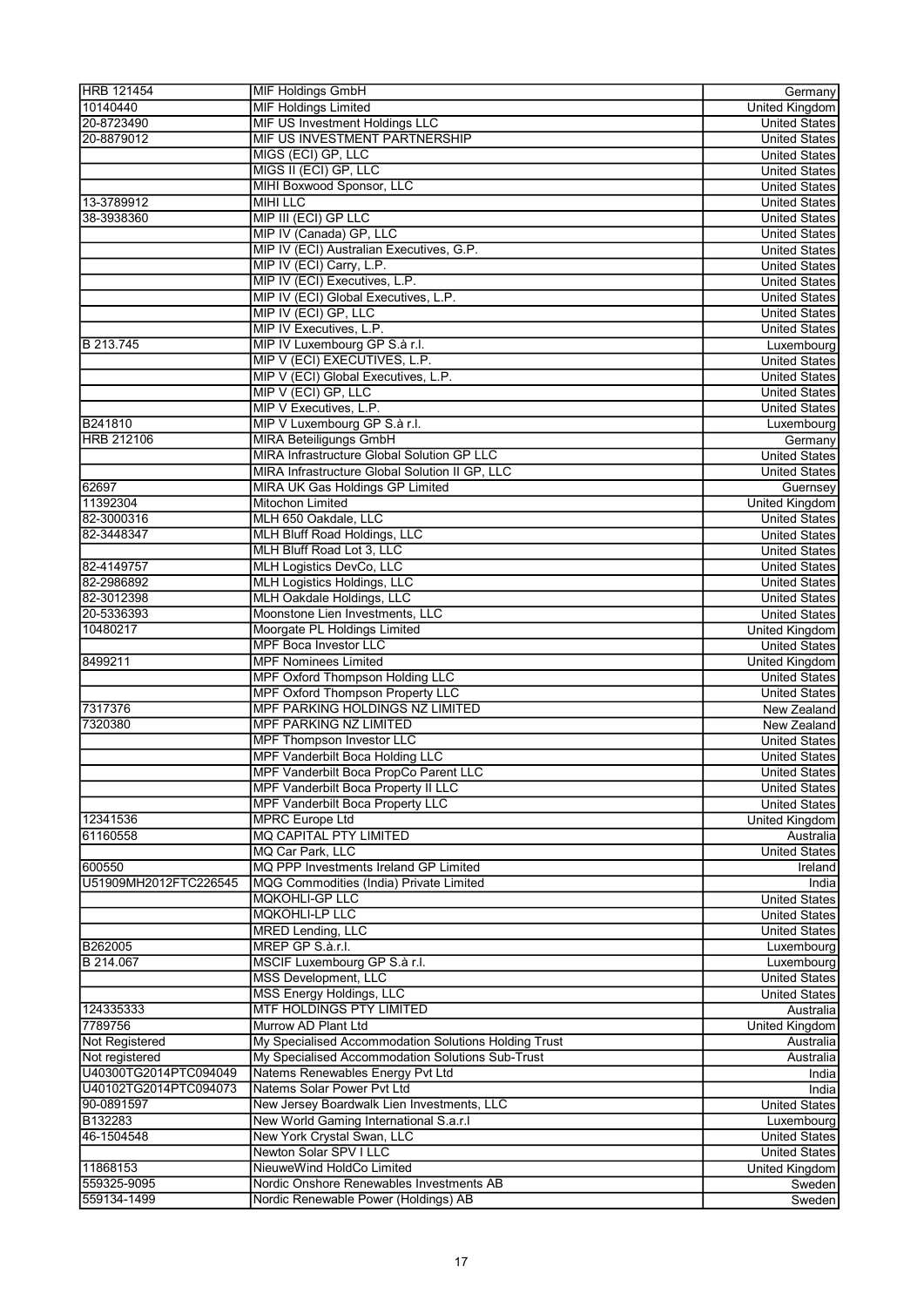| | | |
|---|---|---|
| HRB 121454 | MIF Holdings GmbH | Germany |
| 10140440 | MIF Holdings Limited | United Kingdom |
| 20-8723490 | MIF US Investment Holdings LLC | United States |
| 20-8879012 | MIF US INVESTMENT PARTNERSHIP | United States |
| | MIGS (ECI) GP, LLC | United States |
| | MIGS II (ECI) GP, LLC | United States |
| | MIHI Boxwood Sponsor, LLC | United States |
| 13-3789912 | MIHI LLC | United States |
| 38-3938360 | MIP III (ECI) GP LLC | United States |
| | MIP IV (Canada) GP, LLC | United States |
| | MIP IV (ECI) Australian Executives, G.P. | United States |
| | MIP IV (ECI) Carry, L.P. | United States |
| | MIP IV (ECI) Executives, L.P. | United States |
| | MIP IV (ECI) Global Executives, L.P. | United States |
| | MIP IV (ECI) GP, LLC | United States |
| | MIP IV Executives, L.P. | United States |
| B 213.745 | MIP IV Luxembourg GP S.à r.l. | Luxembourg |
| | MIP V (ECI) EXECUTIVES, L.P. | United States |
| | MIP V (ECI) Global Executives, L.P. | United States |
| | MIP V (ECI) GP, LLC | United States |
| | MIP V Executives, L.P. | United States |
| B241810 | MIP V Luxembourg GP S.à r.l. | Luxembourg |
| HRB 212106 | MIRA Beteiligungs GmbH | Germany |
| | MIRA Infrastructure Global Solution GP LLC | United States |
| | MIRA Infrastructure Global Solution II GP, LLC | United States |
| 62697 | MIRA UK Gas Holdings GP Limited | Guernsey |
| 11392304 | Mitochon Limited | United Kingdom |
| 82-3000316 | MLH 650 Oakdale, LLC | United States |
| 82-3448347 | MLH Bluff Road Holdings, LLC | United States |
| | MLH Bluff Road Lot 3, LLC | United States |
| 82-4149757 | MLH Logistics DevCo, LLC | United States |
| 82-2986892 | MLH Logistics Holdings, LLC | United States |
| 82-3012398 | MLH Oakdale Holdings, LLC | United States |
| 20-5336393 | Moonstone Lien Investments, LLC | United States |
| 10480217 | Moorgate PL Holdings Limited | United Kingdom |
| | MPF Boca Investor LLC | United States |
| 8499211 | MPF Nominees Limited | United Kingdom |
| | MPF Oxford Thompson Holding LLC | United States |
| | MPF Oxford Thompson Property LLC | United States |
| 7317376 | MPF PARKING HOLDINGS NZ LIMITED | New Zealand |
| 7320380 | MPF PARKING NZ LIMITED | New Zealand |
| | MPF Thompson Investor LLC | United States |
| | MPF Vanderbilt Boca Holding LLC | United States |
| | MPF Vanderbilt Boca PropCo Parent LLC | United States |
| | MPF Vanderbilt Boca Property II LLC | United States |
| | MPF Vanderbilt Boca Property LLC | United States |
| 12341536 | MPRC Europe Ltd | United Kingdom |
| 61160558 | MQ CAPITAL PTY LIMITED | Australia |
| | MQ Car Park, LLC | United States |
| 600550 | MQ PPP Investments Ireland GP Limited | Ireland |
| U51909MH2012FTC226545 | MQG Commodities (India) Private Limited | India |
| | MQKOHLI-GP LLC | United States |
| | MQKOHLI-LP LLC | United States |
| | MRED Lending, LLC | United States |
| B262005 | MREP GP S.à.r.l. | Luxembourg |
| B 214.067 | MSCIF Luxembourg GP S.à r.l. | Luxembourg |
| | MSS Development, LLC | United States |
| | MSS Energy Holdings, LLC | United States |
| 124335333 | MTF HOLDINGS PTY LIMITED | Australia |
| 7789756 | Murrow AD Plant Ltd | United Kingdom |
| Not Registered | My Specialised Accommodation Solutions Holding Trust | Australia |
| Not registered | My Specialised Accommodation Solutions Sub-Trust | Australia |
| U40300TG2014PTC094049 | Natems Renewables Energy Pvt Ltd | India |
| U40102TG2014PTC094073 | Natems Solar Power Pvt Ltd | India |
| 90-0891597 | New Jersey Boardwalk Lien Investments, LLC | United States |
| B132283 | New World Gaming International S.a.r.l | Luxembourg |
| 46-1504548 | New York Crystal Swan, LLC | United States |
| | Newton Solar SPV I LLC | United States |
| 11868153 | NieuweWind HoldCo Limited | United Kingdom |
| 559325-9095 | Nordic Onshore Renewables Investments AB | Sweden |
| 559134-1499 | Nordic Renewable Power (Holdings) AB | Sweden |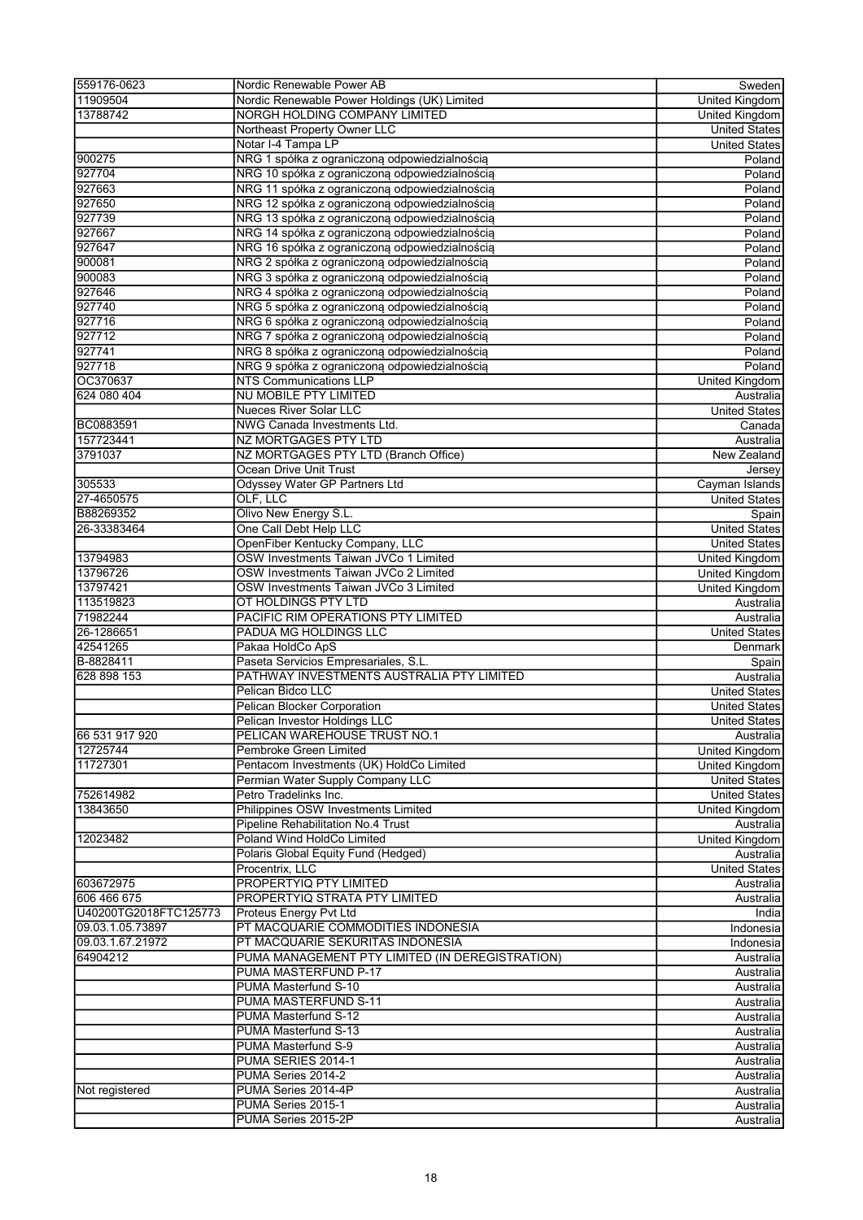| | | |
|---|---|---|
| 559176-0623 | Nordic Renewable Power AB | Sweden |
| 11909504 | Nordic Renewable Power Holdings (UK) Limited | United Kingdom |
| 13788742 | NORGH HOLDING COMPANY LIMITED | United Kingdom |
| | Northeast Property Owner LLC | United States |
| | Notar I-4 Tampa LP | United States |
| 900275 | NRG 1 spółka z ograniczoną odpowiedzialnością | Poland |
| 927704 | NRG 10 spółka z ograniczoną odpowiedzialnością | Poland |
| 927663 | NRG 11 spółka z ograniczoną odpowiedzialnością | Poland |
| 927650 | NRG 12 spółka z ograniczoną odpowiedzialnością | Poland |
| 927739 | NRG 13 spółka z ograniczoną odpowiedzialnością | Poland |
| 927667 | NRG 14 spółka z ograniczoną odpowiedzialnością | Poland |
| 927647 | NRG 16 spółka z ograniczoną odpowiedzialnością | Poland |
| 900081 | NRG 2 spółka z ograniczoną odpowiedzialnością | Poland |
| 900083 | NRG 3 spółka z ograniczoną odpowiedzialnością | Poland |
| 927646 | NRG 4 spółka z ograniczoną odpowiedzialnością | Poland |
| 927740 | NRG 5 spółka z ograniczoną odpowiedzialnością | Poland |
| 927716 | NRG 6 spółka z ograniczoną odpowiedzialnością | Poland |
| 927712 | NRG 7 spółka z ograniczoną odpowiedzialnością | Poland |
| 927741 | NRG 8 spółka z ograniczoną odpowiedzialnością | Poland |
| 927718 | NRG 9 spółka z ograniczoną odpowiedzialnością | Poland |
| OC370637 | NTS Communications LLP | United Kingdom |
| 624 080 404 | NU MOBILE PTY LIMITED | Australia |
| | Nueces River Solar LLC | United States |
| BC0883591 | NWG Canada Investments Ltd. | Canada |
| 157723441 | NZ MORTGAGES PTY LTD | Australia |
| 3791037 | NZ MORTGAGES PTY LTD (Branch Office) | New Zealand |
| | Ocean Drive Unit Trust | Jersey |
| 305533 | Odyssey Water GP Partners Ltd | Cayman Islands |
| 27-4650575 | OLF, LLC | United States |
| B88269352 | Olivo New Energy S.L. | Spain |
| 26-33383464 | One Call Debt Help LLC | United States |
| | OpenFiber Kentucky Company, LLC | United States |
| 13794983 | OSW Investments Taiwan JVCo 1 Limited | United Kingdom |
| 13796726 | OSW Investments Taiwan JVCo 2 Limited | United Kingdom |
| 13797421 | OSW Investments Taiwan JVCo 3 Limited | United Kingdom |
| 113519823 | OT HOLDINGS PTY LTD | Australia |
| 71982244 | PACIFIC RIM OPERATIONS PTY LIMITED | Australia |
| 26-1286651 | PADUA MG HOLDINGS LLC | United States |
| 42541265 | Pakaa HoldCo ApS | Denmark |
| B-8828411 | Paseta Servicios Empresariales, S.L. | Spain |
| 628 898 153 | PATHWAY INVESTMENTS AUSTRALIA PTY LIMITED | Australia |
| | Pelican Bidco LLC | United States |
| | Pelican Blocker Corporation | United States |
| | Pelican Investor Holdings LLC | United States |
| 66 531 917 920 | PELICAN WAREHOUSE TRUST NO.1 | Australia |
| 12725744 | Pembroke Green Limited | United Kingdom |
| 11727301 | Pentacom Investments (UK) HoldCo Limited | United Kingdom |
| | Permian Water Supply Company LLC | United States |
| 752614982 | Petro Tradelinks Inc. | United States |
| 13843650 | Philippines OSW Investments Limited | United Kingdom |
| | Pipeline Rehabilitation No.4 Trust | Australia |
| 12023482 | Poland Wind HoldCo Limited | United Kingdom |
| | Polaris Global Equity Fund (Hedged) | Australia |
| | Procentrix, LLC | United States |
| 603672975 | PROPERTYIQ PTY LIMITED | Australia |
| 606 466 675 | PROPERTYIQ STRATA PTY LIMITED | Australia |
| U40200TG2018FTC125773 | Proteus Energy Pvt Ltd | India |
| 09.03.1.05.73897 | PT MACQUARIE COMMODITIES INDONESIA | Indonesia |
| 09.03.1.67.21972 | PT MACQUARIE SEKURITAS INDONESIA | Indonesia |
| 64904212 | PUMA MANAGEMENT PTY LIMITED (IN DEREGISTRATION) | Australia |
| | PUMA MASTERFUND P-17 | Australia |
| | PUMA Masterfund S-10 | Australia |
| | PUMA MASTERFUND S-11 | Australia |
| | PUMA Masterfund S-12 | Australia |
| | PUMA Masterfund S-13 | Australia |
| | PUMA Masterfund S-9 | Australia |
| | PUMA SERIES 2014-1 | Australia |
| | PUMA Series 2014-2 | Australia |
| Not registered | PUMA Series 2014-4P | Australia |
| | PUMA Series 2015-1 | Australia |
| | PUMA Series 2015-2P | Australia |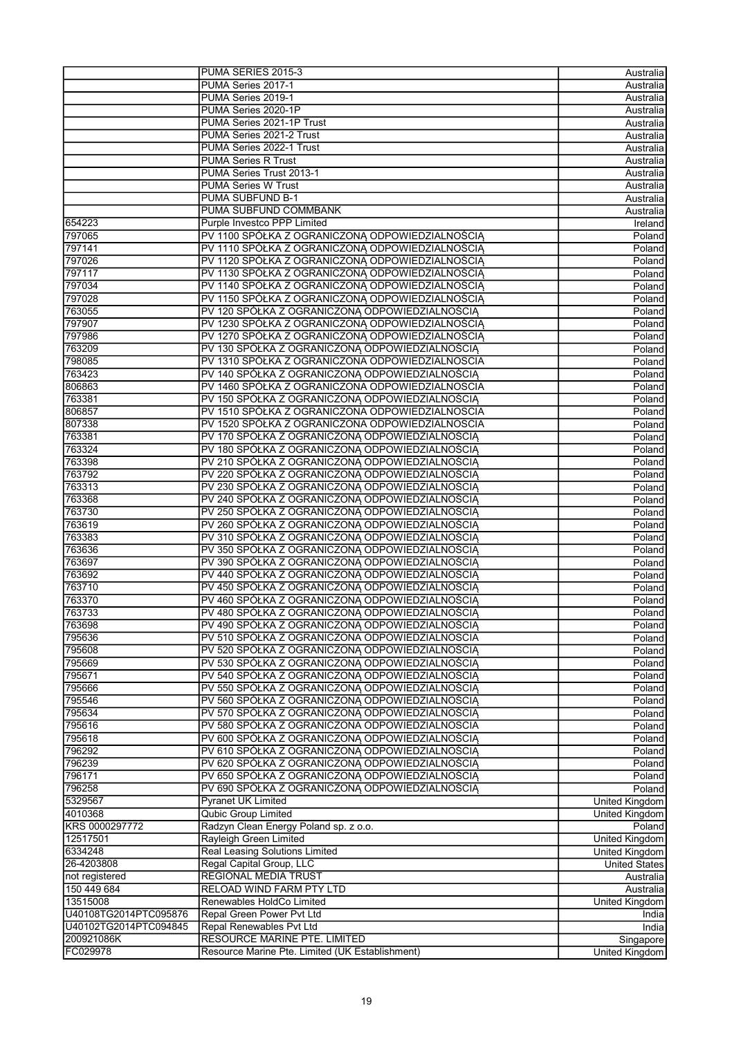|  |  |  |
|---|---|---|
|  | PUMA SERIES 2015-3 | Australia |
|  | PUMA Series 2017-1 | Australia |
|  | PUMA Series 2019-1 | Australia |
|  | PUMA Series 2020-1P | Australia |
|  | PUMA Series 2021-1P Trust | Australia |
|  | PUMA Series 2021-2 Trust | Australia |
|  | PUMA Series 2022-1 Trust | Australia |
|  | PUMA Series R Trust | Australia |
|  | PUMA Series Trust 2013-1 | Australia |
|  | PUMA Series W Trust | Australia |
|  | PUMA SUBFUND B-1 | Australia |
|  | PUMA SUBFUND COMMBANK | Australia |
| 654223 | Purple Investco PPP Limited | Ireland |
| 797065 | PV 1100 SPÓŁKA Z OGRANICZONĄ ODPOWIEDZIALNOŚCIĄ | Poland |
| 797141 | PV 1110 SPÓŁKA Z OGRANICZONĄ ODPOWIEDZIALNOŚCIĄ | Poland |
| 797026 | PV 1120 SPÓŁKA Z OGRANICZONĄ ODPOWIEDZIALNOŚCIĄ | Poland |
| 797117 | PV 1130 SPÓŁKA Z OGRANICZONĄ ODPOWIEDZIALNOŚCIĄ | Poland |
| 797034 | PV 1140 SPÓŁKA Z OGRANICZONĄ ODPOWIEDZIALNOŚCIĄ | Poland |
| 797028 | PV 1150 SPÓŁKA Z OGRANICZONĄ ODPOWIEDZIALNOŚCIĄ | Poland |
| 763055 | PV 120 SPÓŁKA Z OGRANICZONĄ ODPOWIEDZIALNOŚCIĄ | Poland |
| 797907 | PV 1230 SPÓŁKA Z OGRANICZONĄ ODPOWIEDZIALNOŚCIĄ | Poland |
| 797986 | PV 1270 SPÓŁKA Z OGRANICZONĄ ODPOWIEDZIALNOŚCIĄ | Poland |
| 763209 | PV 130 SPÓŁKA Z OGRANICZONĄ ODPOWIEDZIALNOŚCIĄ | Poland |
| 798085 | PV 1310 SPÓŁKA Z OGRANICZONĄ ODPOWIEDZIALNOŚCIĄ | Poland |
| 763423 | PV 140 SPÓŁKA Z OGRANICZONĄ ODPOWIEDZIALNOŚCIĄ | Poland |
| 806863 | PV 1460 SPÓŁKA Z OGRANICZONĄ ODPOWIEDZIALNOŚCIĄ | Poland |
| 763381 | PV 150 SPÓŁKA Z OGRANICZONĄ ODPOWIEDZIALNOŚCIĄ | Poland |
| 806857 | PV 1510 SPÓŁKA Z OGRANICZONĄ ODPOWIEDZIALNOŚCIĄ | Poland |
| 807338 | PV 1520 SPÓŁKA Z OGRANICZONĄ ODPOWIEDZIALNOŚCIĄ | Poland |
| 763381 | PV 170 SPÓŁKA Z OGRANICZONĄ ODPOWIEDZIALNOŚCIĄ | Poland |
| 763324 | PV 180 SPÓŁKA Z OGRANICZONĄ ODPOWIEDZIALNOŚCIĄ | Poland |
| 763398 | PV 210 SPÓŁKA Z OGRANICZONĄ ODPOWIEDZIALNOŚCIĄ | Poland |
| 763792 | PV 220 SPÓŁKA Z OGRANICZONĄ ODPOWIEDZIALNOŚCIĄ | Poland |
| 763313 | PV 230 SPÓŁKA Z OGRANICZONĄ ODPOWIEDZIALNOŚCIĄ | Poland |
| 763368 | PV 240 SPÓŁKA Z OGRANICZONĄ ODPOWIEDZIALNOŚCIĄ | Poland |
| 763730 | PV 250 SPÓŁKA Z OGRANICZONĄ ODPOWIEDZIALNOŚCIĄ | Poland |
| 763619 | PV 260 SPÓŁKA Z OGRANICZONĄ ODPOWIEDZIALNOŚCIĄ | Poland |
| 763383 | PV 310 SPÓŁKA Z OGRANICZONĄ ODPOWIEDZIALNOŚCIĄ | Poland |
| 763636 | PV 350 SPÓŁKA Z OGRANICZONĄ ODPOWIEDZIALNOŚCIĄ | Poland |
| 763697 | PV 390 SPÓŁKA Z OGRANICZONĄ ODPOWIEDZIALNOŚCIĄ | Poland |
| 763692 | PV 440 SPÓŁKA Z OGRANICZONĄ ODPOWIEDZIALNOŚCIĄ | Poland |
| 763710 | PV 450 SPÓŁKA Z OGRANICZONĄ ODPOWIEDZIALNOŚCIĄ | Poland |
| 763370 | PV 460 SPÓŁKA Z OGRANICZONĄ ODPOWIEDZIALNOŚCIĄ | Poland |
| 763733 | PV 480 SPÓŁKA Z OGRANICZONĄ ODPOWIEDZIALNOŚCIĄ | Poland |
| 763698 | PV 490 SPÓŁKA Z OGRANICZONĄ ODPOWIEDZIALNOŚCIĄ | Poland |
| 795636 | PV 510 SPÓŁKA Z OGRANICZONĄ ODPOWIEDZIALNOŚCIĄ | Poland |
| 795608 | PV 520 SPÓŁKA Z OGRANICZONĄ ODPOWIEDZIALNOŚCIĄ | Poland |
| 795669 | PV 530 SPÓŁKA Z OGRANICZONĄ ODPOWIEDZIALNOŚCIĄ | Poland |
| 795671 | PV 540 SPÓŁKA Z OGRANICZONĄ ODPOWIEDZIALNOŚCIĄ | Poland |
| 795666 | PV 550 SPÓŁKA Z OGRANICZONĄ ODPOWIEDZIALNOŚCIĄ | Poland |
| 795546 | PV 560 SPÓŁKA Z OGRANICZONĄ ODPOWIEDZIALNOŚCIĄ | Poland |
| 795634 | PV 570 SPÓŁKA Z OGRANICZONĄ ODPOWIEDZIALNOŚCIĄ | Poland |
| 795616 | PV 580 SPÓŁKA Z OGRANICZONĄ ODPOWIEDZIALNOŚCIĄ | Poland |
| 795618 | PV 600 SPÓŁKA Z OGRANICZONĄ ODPOWIEDZIALNOŚCIĄ | Poland |
| 796292 | PV 610 SPÓŁKA Z OGRANICZONĄ ODPOWIEDZIALNOŚCIĄ | Poland |
| 796239 | PV 620 SPÓŁKA Z OGRANICZONĄ ODPOWIEDZIALNOŚCIĄ | Poland |
| 796171 | PV 650 SPÓŁKA Z OGRANICZONĄ ODPOWIEDZIALNOŚCIĄ | Poland |
| 796258 | PV 690 SPÓŁKA Z OGRANICZONĄ ODPOWIEDZIALNOŚCIĄ | Poland |
| 5329567 | Pyranet UK Limited | United Kingdom |
| 4010368 | Qubic Group Limited | United Kingdom |
| KRS 0000297772 | Radzyn Clean Energy Poland sp. z o.o. | Poland |
| 12517501 | Rayleigh Green Limited | United Kingdom |
| 6334248 | Real Leasing Solutions Limited | United Kingdom |
| 26-4203808 | Regal Capital Group, LLC | United States |
| not registered | REGIONAL MEDIA TRUST | Australia |
| 150 449 684 | RELOAD WIND FARM PTY LTD | Australia |
| 13515008 | Renewables HoldCo Limited | United Kingdom |
| U40108TG2014PTC095876 | Repal Green Power Pvt Ltd | India |
| U40102TG2014PTC094845 | Repal Renewables Pvt Ltd | India |
| 200921086K | RESOURCE MARINE PTE. LIMITED | Singapore |
| FC029978 | Resource Marine Pte. Limited (UK Establishment) | United Kingdom |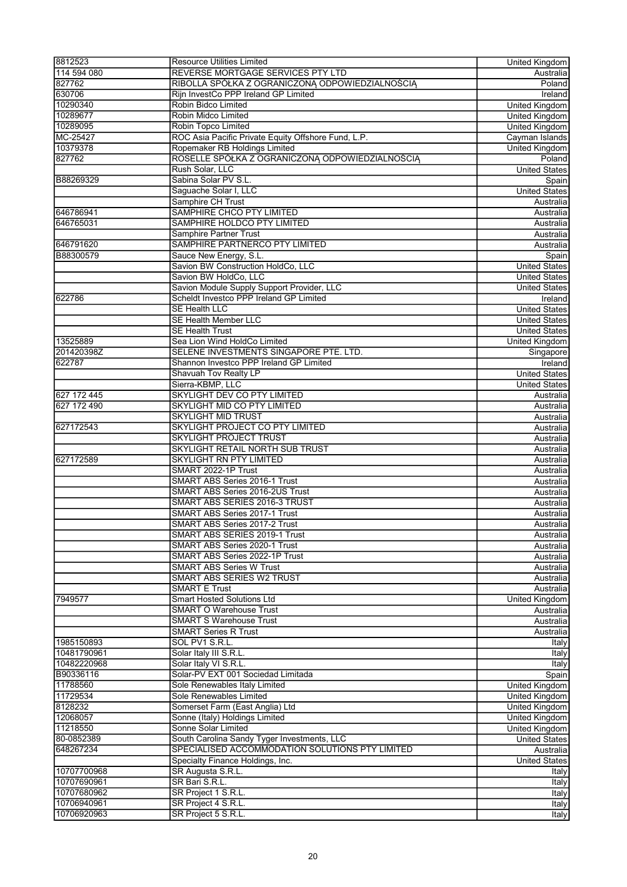| | | |
|---|---|---|
| 8812523 | Resource Utilities Limited | United Kingdom |
| 114 594 080 | REVERSE MORTGAGE SERVICES PTY LTD | Australia |
| 827762 | RIBOLLA SPÓŁKA Z OGRANICZONĄ ODPOWIEDZIALNOŚCIĄ | Poland |
| 630706 | Rijn InvestCo PPP Ireland GP Limited | Ireland |
| 10290340 | Robin Bidco Limited | United Kingdom |
| 10289677 | Robin Midco Limited | United Kingdom |
| 10289095 | Robin Topco Limited | United Kingdom |
| MC-25427 | ROC Asia Pacific Private Equity Offshore Fund, L.P. | Cayman Islands |
| 10379378 | Ropemaker RB Holdings Limited | United Kingdom |
| 827762 | ROSELLE SPÓŁKA Z OGRANICZONĄ ODPOWIEDZIALNOŚCIĄ | Poland |
| | Rush Solar, LLC | United States |
| B88269329 | Sabina Solar PV S.L. | Spain |
| | Saguache Solar I, LLC | United States |
| | Samphire CH Trust | Australia |
| 646786941 | SAMPHIRE CHCO PTY LIMITED | Australia |
| 646765031 | SAMPHIRE HOLDCO PTY LIMITED | Australia |
| | Samphire Partner Trust | Australia |
| 646791620 | SAMPHIRE PARTNERCO PTY LIMITED | Australia |
| B88300579 | Sauce New Energy, S.L. | Spain |
| | Savion BW Construction HoldCo, LLC | United States |
| | Savion BW HoldCo, LLC | United States |
| | Savion Module Supply Support Provider, LLC | United States |
| 622786 | Scheldt Investco PPP Ireland GP Limited | Ireland |
| | SE Health LLC | United States |
| | SE Health Member LLC | United States |
| | SE Health Trust | United States |
| 13525889 | Sea Lion Wind HoldCo Limited | United Kingdom |
| 201420398Z | SELENE INVESTMENTS SINGAPORE PTE. LTD. | Singapore |
| 622787 | Shannon Investco PPP Ireland GP Limited | Ireland |
| | Shavuah Tov Realty LP | United States |
| | Sierra-KBMP, LLC | United States |
| 627 172 445 | SKYLIGHT DEV CO PTY LIMITED | Australia |
| 627 172 490 | SKYLIGHT MID CO PTY LIMITED | Australia |
| | SKYLIGHT MID TRUST | Australia |
| 627172543 | SKYLIGHT PROJECT CO PTY LIMITED | Australia |
| | SKYLIGHT PROJECT TRUST | Australia |
| | SKYLIGHT RETAIL NORTH SUB TRUST | Australia |
| 627172589 | SKYLIGHT RN PTY LIMITED | Australia |
| | SMART 2022-1P Trust | Australia |
| | SMART ABS Series 2016-1 Trust | Australia |
| | SMART ABS Series 2016-2US Trust | Australia |
| | SMART ABS SERIES 2016-3 TRUST | Australia |
| | SMART ABS Series 2017-1 Trust | Australia |
| | SMART ABS Series 2017-2 Trust | Australia |
| | SMART ABS SERIES 2019-1 Trust | Australia |
| | SMART ABS Series 2020-1 Trust | Australia |
| | SMART ABS Series 2022-1P Trust | Australia |
| | SMART ABS Series W Trust | Australia |
| | SMART ABS SERIES W2 TRUST | Australia |
| | SMART E Trust | Australia |
| 7949577 | Smart Hosted Solutions Ltd | United Kingdom |
| | SMART O Warehouse Trust | Australia |
| | SMART S Warehouse Trust | Australia |
| | SMART Series R Trust | Australia |
| 1985150893 | SOL PV1 S.R.L. | Italy |
| 10481790961 | Solar Italy III S.R.L. | Italy |
| 10482220968 | Solar Italy VI S.R.L. | Italy |
| B90336116 | Solar-PV EXT 001 Sociedad Limitada | Spain |
| 11788560 | Sole Renewables Italy Limited | United Kingdom |
| 11729534 | Sole Renewables Limited | United Kingdom |
| 8128232 | Somerset Farm (East Anglia) Ltd | United Kingdom |
| 12068057 | Sonne (Italy) Holdings Limited | United Kingdom |
| 11218550 | Sonne Solar Limited | United Kingdom |
| 80-0852389 | South Carolina Sandy Tyger Investments, LLC | United States |
| 648267234 | SPECIALISED ACCOMMODATION SOLUTIONS PTY LIMITED | Australia |
| | Specialty Finance Holdings, Inc. | United States |
| 10707700968 | SR Augusta S.R.L. | Italy |
| 10707690961 | SR Bari S.R.L. | Italy |
| 10707680962 | SR Project 1 S.R.L. | Italy |
| 10706940961 | SR Project 4 S.R.L. | Italy |
| 10706920963 | SR Project 5 S.R.L. | Italy |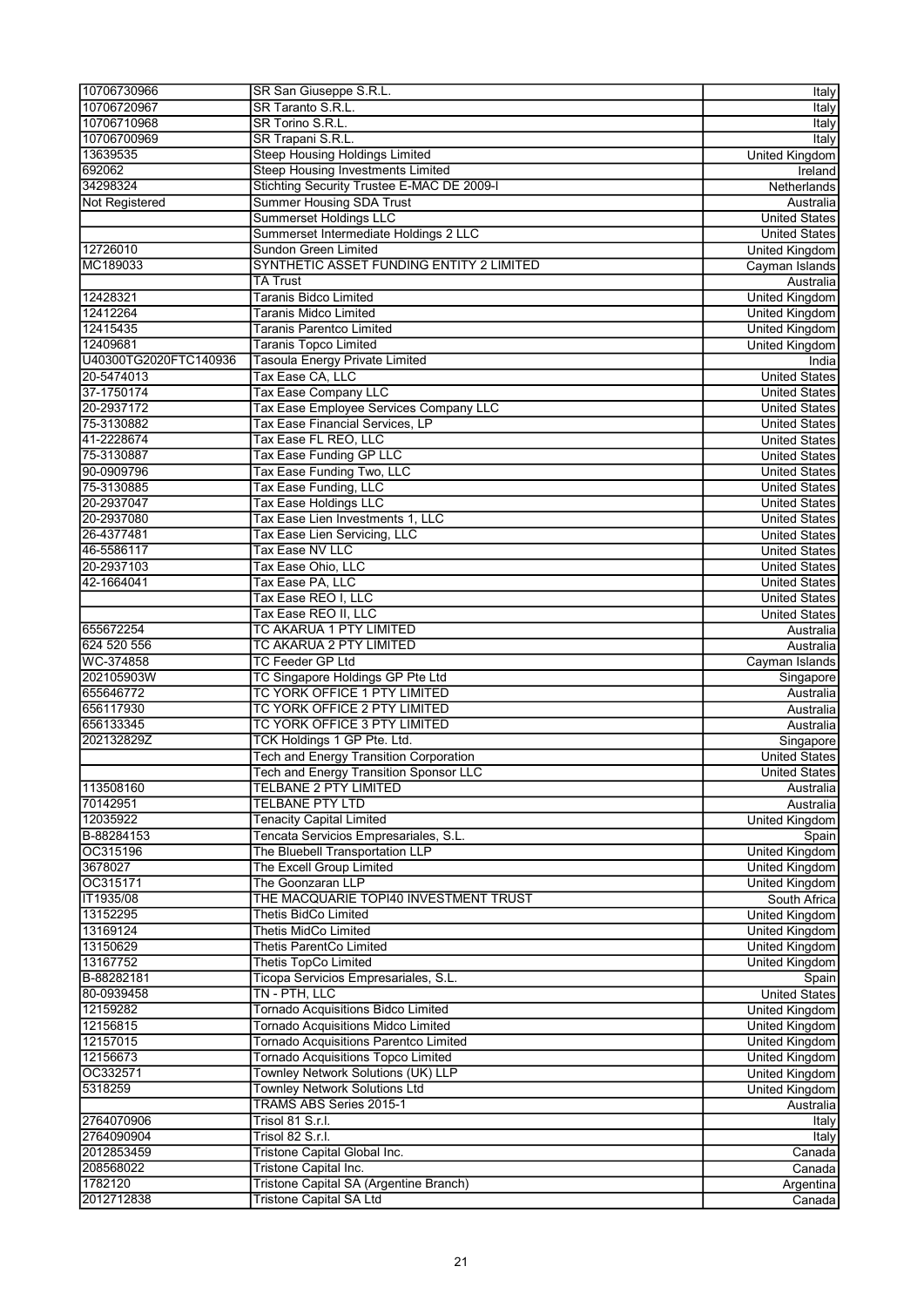| | | |
|---|---|---|
| 10706730966 | SR San Giuseppe S.R.L. | Italy |
| 10706720967 | SR Taranto S.R.L. | Italy |
| 10706710968 | SR Torino S.R.L. | Italy |
| 10706700969 | SR Trapani S.R.L. | Italy |
| 13639535 | Steep Housing Holdings Limited | United Kingdom |
| 692062 | Steep Housing Investments Limited | Ireland |
| 34298324 | Stichting Security Trustee E-MAC DE 2009-I | Netherlands |
| Not Registered | Summer Housing SDA Trust | Australia |
| | Summerset Holdings LLC | United States |
| | Summerset Intermediate Holdings 2 LLC | United States |
| 12726010 | Sundon Green Limited | United Kingdom |
| MC189033 | SYNTHETIC ASSET FUNDING ENTITY 2 LIMITED | Cayman Islands |
| | TA Trust | Australia |
| 12428321 | Taranis Bidco Limited | United Kingdom |
| 12412264 | Taranis Midco Limited | United Kingdom |
| 12415435 | Taranis Parentco Limited | United Kingdom |
| 12409681 | Taranis Topco Limited | United Kingdom |
| U40300TG2020FTC140936 | Tasoula Energy Private Limited | India |
| 20-5474013 | Tax Ease CA, LLC | United States |
| 37-1750174 | Tax Ease Company LLC | United States |
| 20-2937172 | Tax Ease Employee Services Company LLC | United States |
| 75-3130882 | Tax Ease Financial Services, LP | United States |
| 41-2228674 | Tax Ease FL REO, LLC | United States |
| 75-3130887 | Tax Ease Funding GP LLC | United States |
| 90-0909796 | Tax Ease Funding Two, LLC | United States |
| 75-3130885 | Tax Ease Funding, LLC | United States |
| 20-2937047 | Tax Ease Holdings LLC | United States |
| 20-2937080 | Tax Ease Lien Investments 1, LLC | United States |
| 26-4377481 | Tax Ease Lien Servicing, LLC | United States |
| 46-5586117 | Tax Ease NV LLC | United States |
| 20-2937103 | Tax Ease Ohio, LLC | United States |
| 42-1664041 | Tax Ease PA, LLC | United States |
| | Tax Ease REO I, LLC | United States |
| | Tax Ease REO II, LLC | United States |
| 655672254 | TC AKARUA 1 PTY LIMITED | Australia |
| 624 520 556 | TC AKARUA 2 PTY LIMITED | Australia |
| WC-374858 | TC Feeder GP Ltd | Cayman Islands |
| 202105903W | TC Singapore Holdings GP Pte Ltd | Singapore |
| 655646772 | TC YORK OFFICE 1 PTY LIMITED | Australia |
| 656117930 | TC YORK OFFICE 2 PTY LIMITED | Australia |
| 656133345 | TC YORK OFFICE 3 PTY LIMITED | Australia |
| 202132829Z | TCK Holdings 1 GP Pte. Ltd. | Singapore |
| | Tech and Energy Transition Corporation | United States |
| | Tech and Energy Transition Sponsor LLC | United States |
| 113508160 | TELBANE 2 PTY LIMITED | Australia |
| 70142951 | TELBANE PTY LTD | Australia |
| 12035922 | Tenacity Capital Limited | United Kingdom |
| B-88284153 | Tencata Servicios Empresariales, S.L. | Spain |
| OC315196 | The Bluebell Transportation LLP | United Kingdom |
| 3678027 | The Excell Group Limited | United Kingdom |
| OC315171 | The Goonzaran LLP | United Kingdom |
| IT1935/08 | THE MACQUARIE TOPI40 INVESTMENT TRUST | South Africa |
| 13152295 | Thetis BidCo Limited | United Kingdom |
| 13169124 | Thetis MidCo Limited | United Kingdom |
| 13150629 | Thetis ParentCo Limited | United Kingdom |
| 13167752 | Thetis TopCo Limited | United Kingdom |
| B-88282181 | Ticopa Servicios Empresariales, S.L. | Spain |
| 80-0939458 | TN - PTH, LLC | United States |
| 12159282 | Tornado Acquisitions Bidco Limited | United Kingdom |
| 12156815 | Tornado Acquisitions Midco Limited | United Kingdom |
| 12157015 | Tornado Acquisitions Parentco Limited | United Kingdom |
| 12156673 | Tornado Acquisitions Topco Limited | United Kingdom |
| OC332571 | Townley Network Solutions (UK) LLP | United Kingdom |
| 5318259 | Townley Network Solutions Ltd | United Kingdom |
| | TRAMS ABS Series 2015-1 | Australia |
| 2764070906 | Trisol 81 S.r.l. | Italy |
| 2764090904 | Trisol 82 S.r.l. | Italy |
| 2012853459 | Tristone Capital Global Inc. | Canada |
| 208568022 | Tristone Capital Inc. | Canada |
| 1782120 | Tristone Capital SA (Argentine Branch) | Argentina |
| 2012712838 | Tristone Capital SA Ltd | Canada |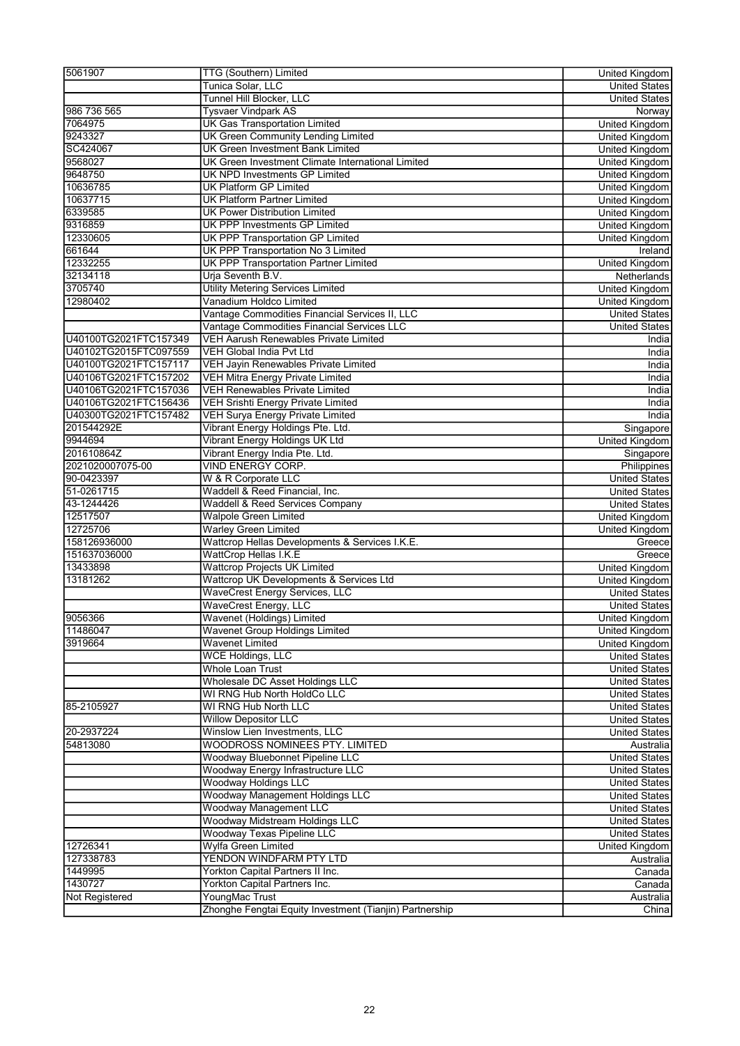| | | |
|---|---|---|
| 5061907 | TTG (Southern) Limited | United Kingdom |
| | Tunica Solar, LLC | United States |
| | Tunnel Hill Blocker, LLC | United States |
| 986 736 565 | Tysvaer Vindpark AS | Norway |
| 7064975 | UK Gas Transportation Limited | United Kingdom |
| 9243327 | UK Green Community Lending Limited | United Kingdom |
| SC424067 | UK Green Investment Bank Limited | United Kingdom |
| 9568027 | UK Green Investment Climate International Limited | United Kingdom |
| 9648750 | UK NPD Investments GP Limited | United Kingdom |
| 10636785 | UK Platform GP Limited | United Kingdom |
| 10637715 | UK Platform Partner Limited | United Kingdom |
| 6339585 | UK Power Distribution Limited | United Kingdom |
| 9316859 | UK PPP Investments GP Limited | United Kingdom |
| 12330605 | UK PPP Transportation GP Limited | United Kingdom |
| 661644 | UK PPP Transportation No 3 Limited | Ireland |
| 12332255 | UK PPP Transportation Partner Limited | United Kingdom |
| 32134118 | Urja Seventh B.V. | Netherlands |
| 3705740 | Utility Metering Services Limited | United Kingdom |
| 12980402 | Vanadium Holdco Limited | United Kingdom |
| | Vantage Commodities Financial Services II, LLC | United States |
| | Vantage Commodities Financial Services LLC | United States |
| U40100TG2021FTC157349 | VEH Aarush Renewables Private Limited | India |
| U40102TG2015FTC097559 | VEH Global India Pvt Ltd | India |
| U40100TG2021FTC157117 | VEH Jayin Renewables Private Limited | India |
| U40106TG2021FTC157202 | VEH Mitra Energy Private Limited | India |
| U40106TG2021FTC157036 | VEH Renewables Private Limited | India |
| U40106TG2021FTC156436 | VEH Srishti Energy Private Limited | India |
| U40300TG2021FTC157482 | VEH Surya Energy Private Limited | India |
| 201544292E | Vibrant Energy Holdings Pte. Ltd. | Singapore |
| 9944694 | Vibrant Energy Holdings UK Ltd | United Kingdom |
| 201610864Z | Vibrant Energy India Pte. Ltd. | Singapore |
| 2021020007075-00 | VIND ENERGY CORP. | Philippines |
| 90-0423397 | W & R Corporate LLC | United States |
| 51-0261715 | Waddell & Reed Financial, Inc. | United States |
| 43-1244426 | Waddell & Reed Services Company | United States |
| 12517507 | Walpole Green Limited | United Kingdom |
| 12725706 | Warley Green Limited | United Kingdom |
| 158126936000 | Wattcrop Hellas Developments & Services I.K.E. | Greece |
| 151637036000 | WattCrop Hellas I.K.E | Greece |
| 13433898 | Wattcrop Projects UK Limited | United Kingdom |
| 13181262 | Wattcrop UK Developments & Services Ltd | United Kingdom |
| | WaveCrest Energy Services, LLC | United States |
| | WaveCrest Energy, LLC | United States |
| 9056366 | Wavenet (Holdings) Limited | United Kingdom |
| 11486047 | Wavenet Group Holdings Limited | United Kingdom |
| 3919664 | Wavenet Limited | United Kingdom |
| | WCE Holdings, LLC | United States |
| | Whole Loan Trust | United States |
| | Wholesale DC Asset Holdings LLC | United States |
| | WI RNG Hub North HoldCo LLC | United States |
| 85-2105927 | WI RNG Hub North LLC | United States |
| | Willow Depositor LLC | United States |
| 20-2937224 | Winslow Lien Investments, LLC | United States |
| 54813080 | WOODROSS NOMINEES PTY. LIMITED | Australia |
| | Woodway Bluebonnet Pipeline LLC | United States |
| | Woodway Energy Infrastructure LLC | United States |
| | Woodway Holdings LLC | United States |
| | Woodway Management Holdings LLC | United States |
| | Woodway Management LLC | United States |
| | Woodway Midstream Holdings LLC | United States |
| | Woodway Texas Pipeline LLC | United States |
| 12726341 | Wylfa Green Limited | United Kingdom |
| 127338783 | YENDON WINDFARM PTY LTD | Australia |
| 1449995 | Yorkton Capital Partners II Inc. | Canada |
| 1430727 | Yorkton Capital Partners Inc. | Canada |
| Not Registered | YoungMac Trust | Australia |
| | Zhonghe Fengtai Equity Investment (Tianjin) Partnership | China |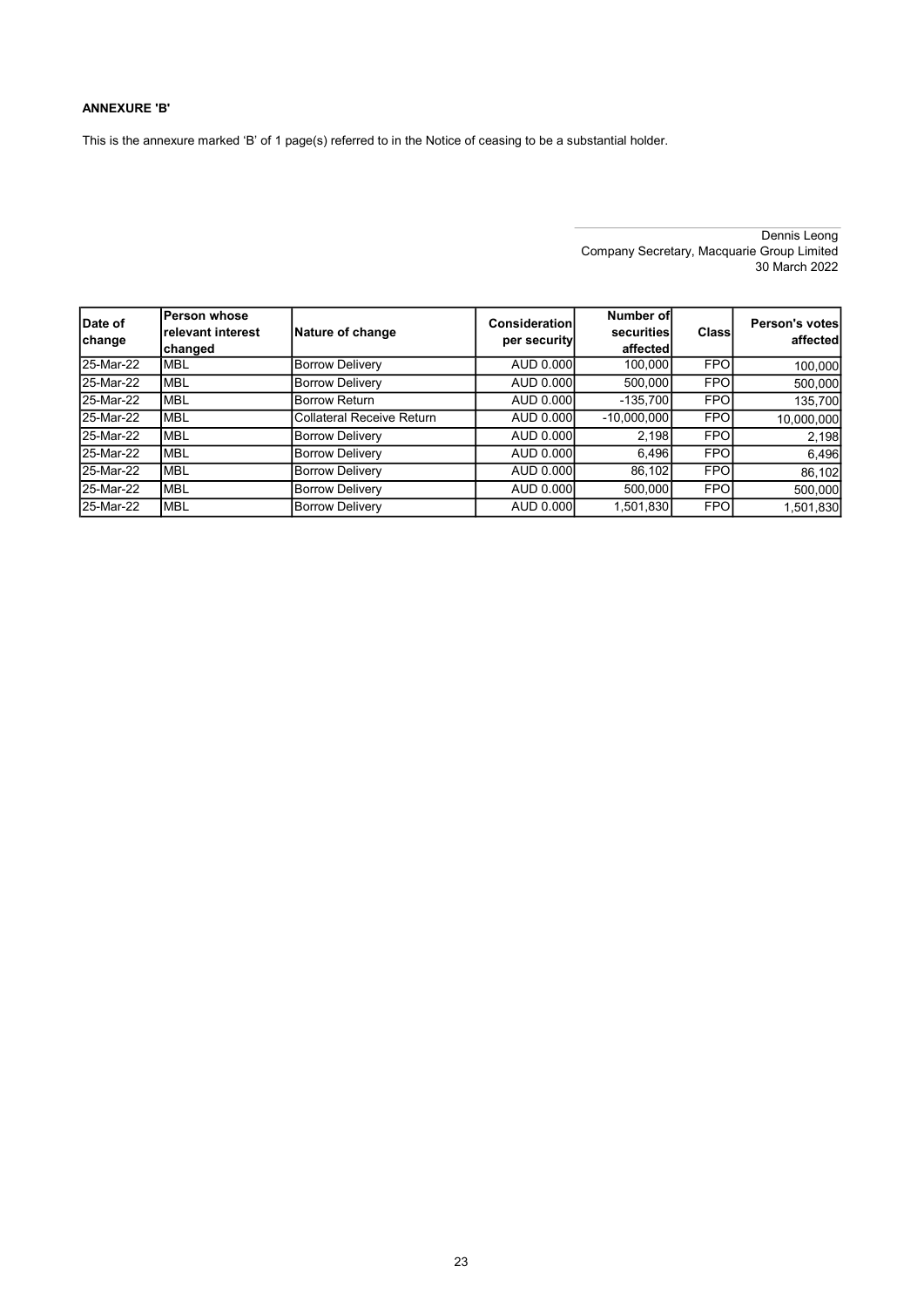**ANNEXURE 'B'**

This is the annexure marked 'B' of 1 page(s) referred to in the Notice of ceasing to be a substantial holder.

Dennis Leong
Company Secretary, Macquarie Group Limited
30 March 2022

| Date of change | Person whose relevant interest changed | Nature of change | Consideration per security | Number of securities affected | Class | Person's votes affected |
|---|---|---|---|---|---|---|
| 25-Mar-22 | MBL | Borrow Delivery | AUD 0.000 | 100,000 | FPO | 100,000 |
| 25-Mar-22 | MBL | Borrow Delivery | AUD 0.000 | 500,000 | FPO | 500,000 |
| 25-Mar-22 | MBL | Borrow Return | AUD 0.000 | -135,700 | FPO | 135,700 |
| 25-Mar-22 | MBL | Collateral Receive Return | AUD 0.000 | -10,000,000 | FPO | 10,000,000 |
| 25-Mar-22 | MBL | Borrow Delivery | AUD 0.000 | 2,198 | FPO | 2,198 |
| 25-Mar-22 | MBL | Borrow Delivery | AUD 0.000 | 6,496 | FPO | 6,496 |
| 25-Mar-22 | MBL | Borrow Delivery | AUD 0.000 | 86,102 | FPO | 86,102 |
| 25-Mar-22 | MBL | Borrow Delivery | AUD 0.000 | 500,000 | FPO | 500,000 |
| 25-Mar-22 | MBL | Borrow Delivery | AUD 0.000 | 1,501,830 | FPO | 1,501,830 |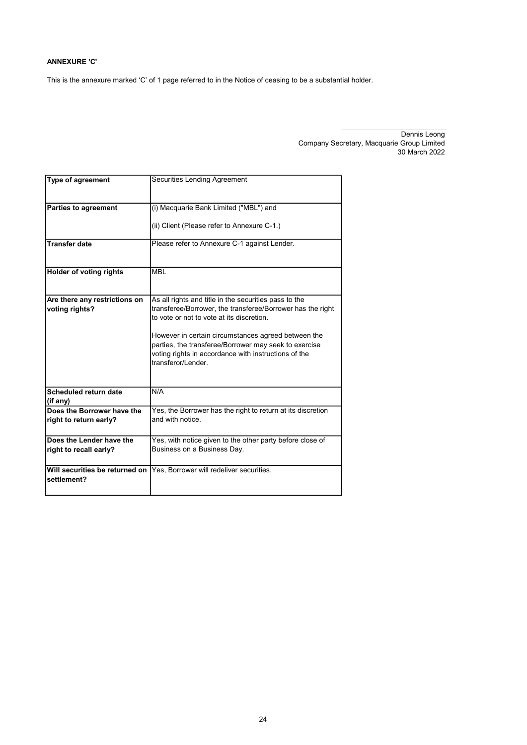**ANNEXURE 'C'**

This is the annexure marked 'C' of 1 page referred to in the Notice of ceasing to be a substantial holder.

Dennis Leong
Company Secretary, Macquarie Group Limited
30 March 2022

| Type of agreement | Securities Lending Agreement |
|---|---|
| **Parties to agreement** | (i) Macquarie Bank Limited ("MBL") and<br><br>(ii) Client (Please refer to Annexure C-1.) |
| **Transfer date** | Please refer to Annexure C-1 against Lender. |
| **Holder of voting rights** | MBL |
| **Are there any restrictions on voting rights?** | As all rights and title in the securities pass to the transferee/Borrower, the transferee/Borrower has the right to vote or not to vote at its discretion.<br><br>However in certain circumstances agreed between the parties, the transferee/Borrower may seek to exercise voting rights in accordance with instructions of the transferor/Lender. |
| **Scheduled return date (if any)** | N/A |
| **Does the Borrower have the right to return early?** | Yes, the Borrower has the right to return at its discretion and with notice. |
| **Does the Lender have the right to recall early?** | Yes, with notice given to the other party before close of Business on a Business Day. |
| **Will securities be returned on settlement?** | Yes, Borrower will redeliver securities. |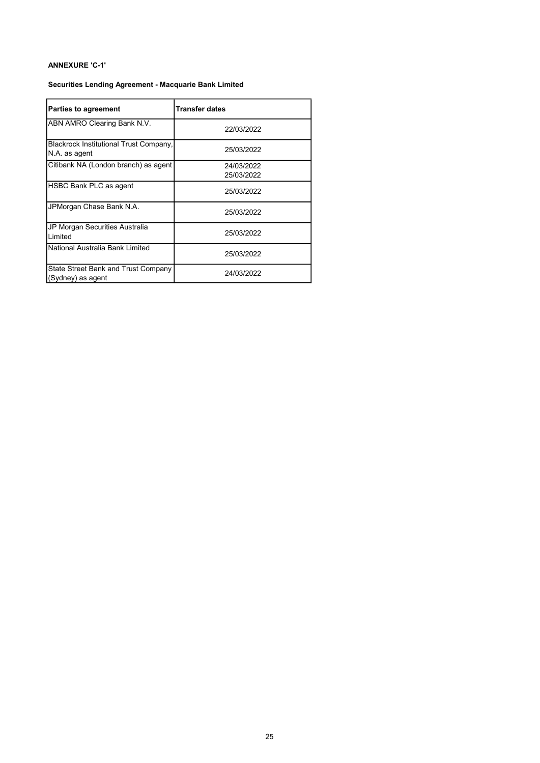**ANNEXURE 'C-1'**

**Securities Lending Agreement - Macquarie Bank Limited**

| Parties to agreement | Transfer dates |
| --- | --- |
| ABN AMRO Clearing Bank N.V. | 22/03/2022 |
| Blackrock Institutional Trust Company, N.A. as agent | 25/03/2022 |
| Citibank NA (London branch) as agent | 24/03/2022<br>25/03/2022 |
| HSBC Bank PLC as agent | 25/03/2022 |
| JPMorgan Chase Bank N.A. | 25/03/2022 |
| JP Morgan Securities Australia Limited | 25/03/2022 |
| National Australia Bank Limited | 25/03/2022 |
| State Street Bank and Trust Company (Sydney) as agent | 24/03/2022 |